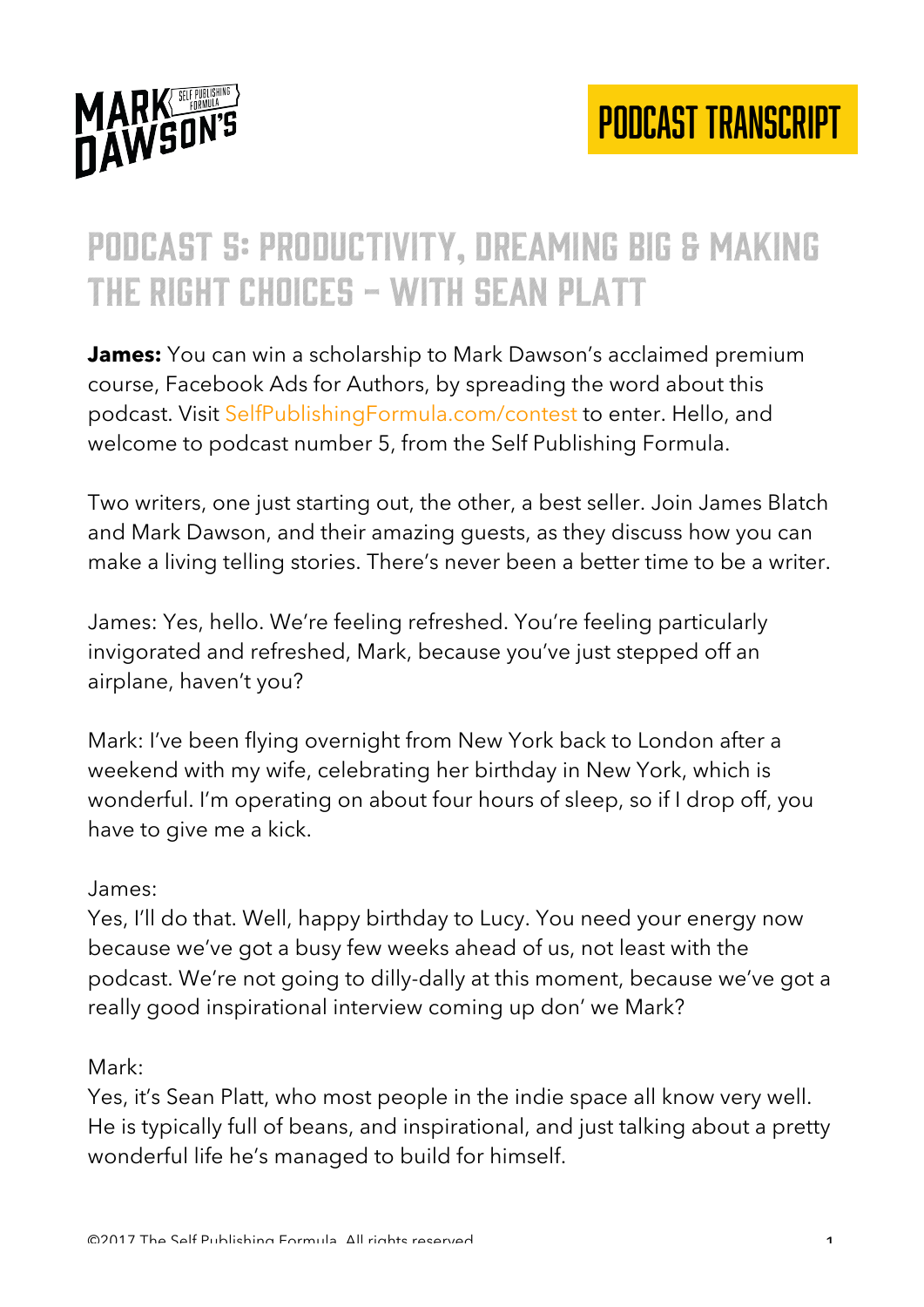# PODCAST 5: PRODUCTIVITY, DREAMING BIG & MAKING THE RIGHT CHOICES – WITH SEAN PLATT

**James:** You can win a scholarship to Mark Dawson's acclaimed premium course, Facebook Ads for Authors, by spreading the word about this podcast. Visit SelfPublishingFormula.com/contest to enter. Hello, and welcome to podcast number 5, from the Self Publishing Formula.

Two writers, one just starting out, the other, a best seller. Join James Blatch and Mark Dawson, and their amazing guests, as they discuss how you can make a living telling stories. There's never been a better time to be a writer.

James: Yes, hello. We're feeling refreshed. You're feeling particularly invigorated and refreshed, Mark, because you've just stepped off an airplane, haven't you?

Mark: I've been flying overnight from New York back to London after a weekend with my wife, celebrating her birthday in New York, which is wonderful. I'm operating on about four hours of sleep, so if I drop off, you have to give me a kick.

James:
Yes, I'll do that. Well, happy birthday to Lucy. You need your energy now because we've got a busy few weeks ahead of us, not least with the podcast. We're not going to dilly-dally at this moment, because we've got a really good inspirational interview coming up don' we Mark?

Mark:
Yes, it's Sean Platt, who most people in the indie space all know very well. He is typically full of beans, and inspirational, and just talking about a pretty wonderful life he's managed to build for himself.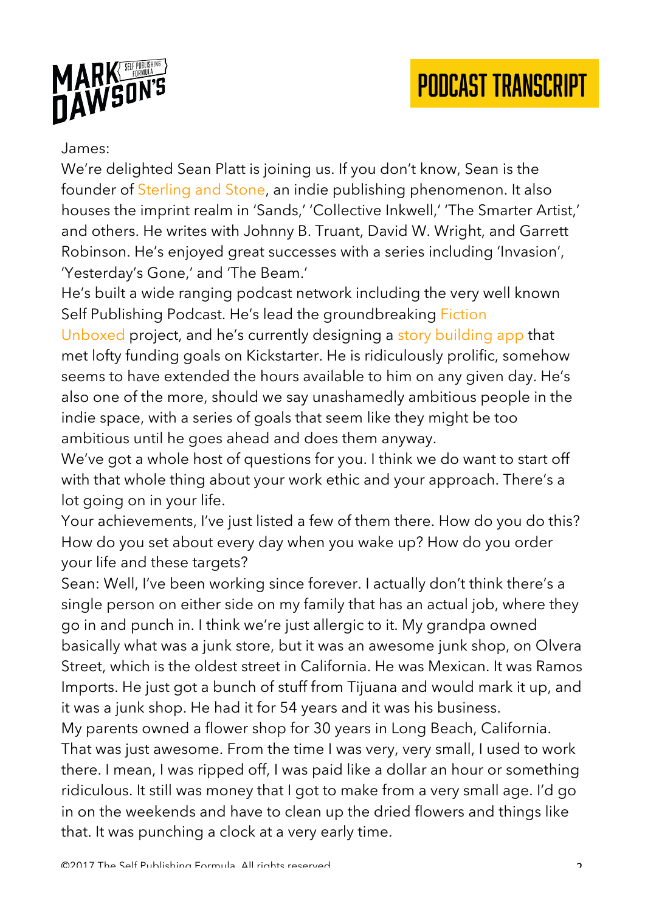James:

We're delighted Sean Platt is joining us. If you don't know, Sean is the founder of Sterling and Stone, an indie publishing phenomenon. It also houses the imprint realm in 'Sands,' 'Collective Inkwell,' 'The Smarter Artist,' and others. He writes with Johnny B. Truant, David W. Wright, and Garrett Robinson. He's enjoyed great successes with a series including 'Invasion', 'Yesterday's Gone,' and 'The Beam.'

He's built a wide ranging podcast network including the very well known Self Publishing Podcast. He's lead the groundbreaking Fiction Unboxed project, and he's currently designing a story building app that met lofty funding goals on Kickstarter. He is ridiculously prolific, somehow seems to have extended the hours available to him on any given day. He's also one of the more, should we say unashamedly ambitious people in the indie space, with a series of goals that seem like they might be too ambitious until he goes ahead and does them anyway.

We've got a whole host of questions for you. I think we do want to start off with that whole thing about your work ethic and your approach. There's a lot going on in your life.

Your achievements, I've just listed a few of them there. How do you do this? How do you set about every day when you wake up? How do you order your life and these targets?

Sean: Well, I've been working since forever. I actually don't think there's a single person on either side on my family that has an actual job, where they go in and punch in. I think we're just allergic to it. My grandpa owned basically what was a junk store, but it was an awesome junk shop, on Olvera Street, which is the oldest street in California. He was Mexican. It was Ramos Imports. He just got a bunch of stuff from Tijuana and would mark it up, and it was a junk shop. He had it for 54 years and it was his business.

My parents owned a flower shop for 30 years in Long Beach, California. That was just awesome. From the time I was very, very small, I used to work there. I mean, I was ripped off, I was paid like a dollar an hour or something ridiculous. It still was money that I got to make from a very small age. I'd go in on the weekends and have to clean up the dried flowers and things like that. It was punching a clock at a very early time.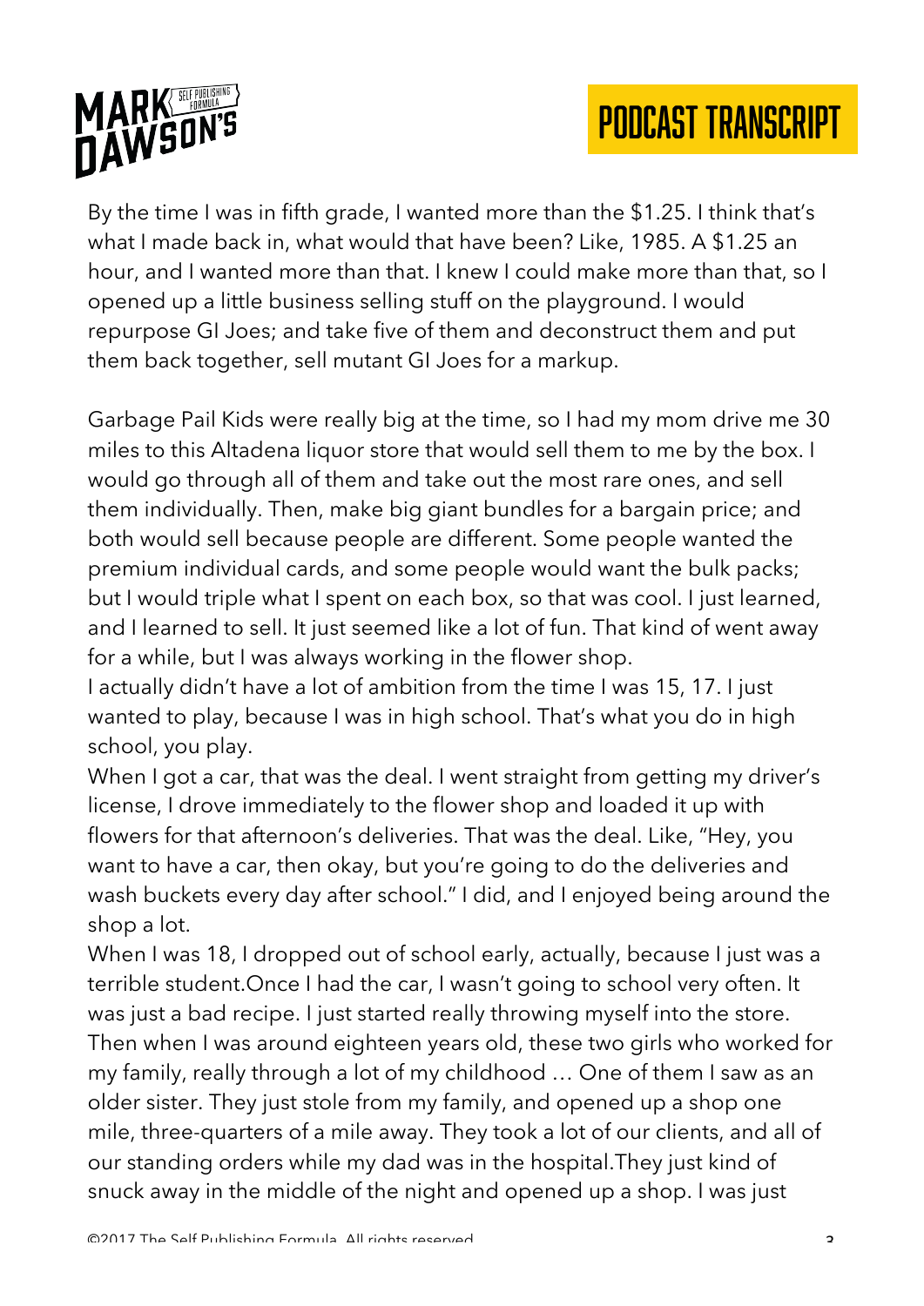By the time I was in fifth grade, I wanted more than the $1.25. I think that's what I made back in, what would that have been? Like, 1985. A $1.25 an hour, and I wanted more than that. I knew I could make more than that, so I opened up a little business selling stuff on the playground. I would repurpose GI Joes; and take five of them and deconstruct them and put them back together, sell mutant GI Joes for a markup.

Garbage Pail Kids were really big at the time, so I had my mom drive me 30 miles to this Altadena liquor store that would sell them to me by the box. I would go through all of them and take out the most rare ones, and sell them individually. Then, make big giant bundles for a bargain price; and both would sell because people are different. Some people wanted the premium individual cards, and some people would want the bulk packs; but I would triple what I spent on each box, so that was cool. I just learned, and I learned to sell. It just seemed like a lot of fun. That kind of went away for a while, but I was always working in the flower shop.

I actually didn't have a lot of ambition from the time I was 15, 17. I just wanted to play, because I was in high school. That's what you do in high school, you play.

When I got a car, that was the deal. I went straight from getting my driver's license, I drove immediately to the flower shop and loaded it up with flowers for that afternoon's deliveries. That was the deal. Like, "Hey, you want to have a car, then okay, but you're going to do the deliveries and wash buckets every day after school." I did, and I enjoyed being around the shop a lot.

When I was 18, I dropped out of school early, actually, because I just was a terrible student.Once I had the car, I wasn't going to school very often. It was just a bad recipe. I just started really throwing myself into the store. Then when I was around eighteen years old, these two girls who worked for my family, really through a lot of my childhood … One of them I saw as an older sister. They just stole from my family, and opened up a shop one mile, three-quarters of a mile away. They took a lot of our clients, and all of our standing orders while my dad was in the hospital.They just kind of snuck away in the middle of the night and opened up a shop. I was just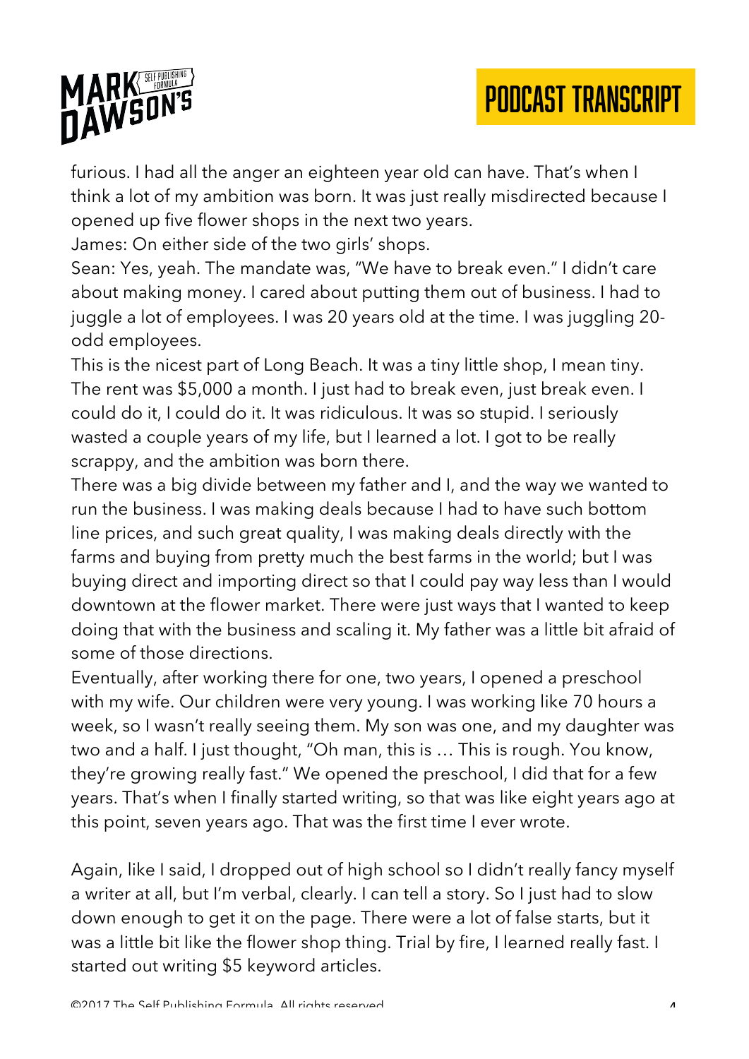furious. I had all the anger an eighteen year old can have. That's when I think a lot of my ambition was born. It was just really misdirected because I opened up five flower shops in the next two years.

James: On either side of the two girls' shops.

Sean: Yes, yeah. The mandate was, "We have to break even." I didn't care about making money. I cared about putting them out of business. I had to juggle a lot of employees. I was 20 years old at the time. I was juggling 20-odd employees.

This is the nicest part of Long Beach. It was a tiny little shop, I mean tiny. The rent was $5,000 a month. I just had to break even, just break even. I could do it, I could do it. It was ridiculous. It was so stupid. I seriously wasted a couple years of my life, but I learned a lot. I got to be really scrappy, and the ambition was born there.

There was a big divide between my father and I, and the way we wanted to run the business. I was making deals because I had to have such bottom line prices, and such great quality, I was making deals directly with the farms and buying from pretty much the best farms in the world; but I was buying direct and importing direct so that I could pay way less than I would downtown at the flower market. There were just ways that I wanted to keep doing that with the business and scaling it. My father was a little bit afraid of some of those directions.

Eventually, after working there for one, two years, I opened a preschool with my wife. Our children were very young. I was working like 70 hours a week, so I wasn't really seeing them. My son was one, and my daughter was two and a half. I just thought, "Oh man, this is … This is rough. You know, they're growing really fast." We opened the preschool, I did that for a few years. That's when I finally started writing, so that was like eight years ago at this point, seven years ago. That was the first time I ever wrote.

Again, like I said, I dropped out of high school so I didn't really fancy myself a writer at all, but I'm verbal, clearly. I can tell a story. So I just had to slow down enough to get it on the page. There were a lot of false starts, but it was a little bit like the flower shop thing. Trial by fire, I learned really fast. I started out writing $5 keyword articles.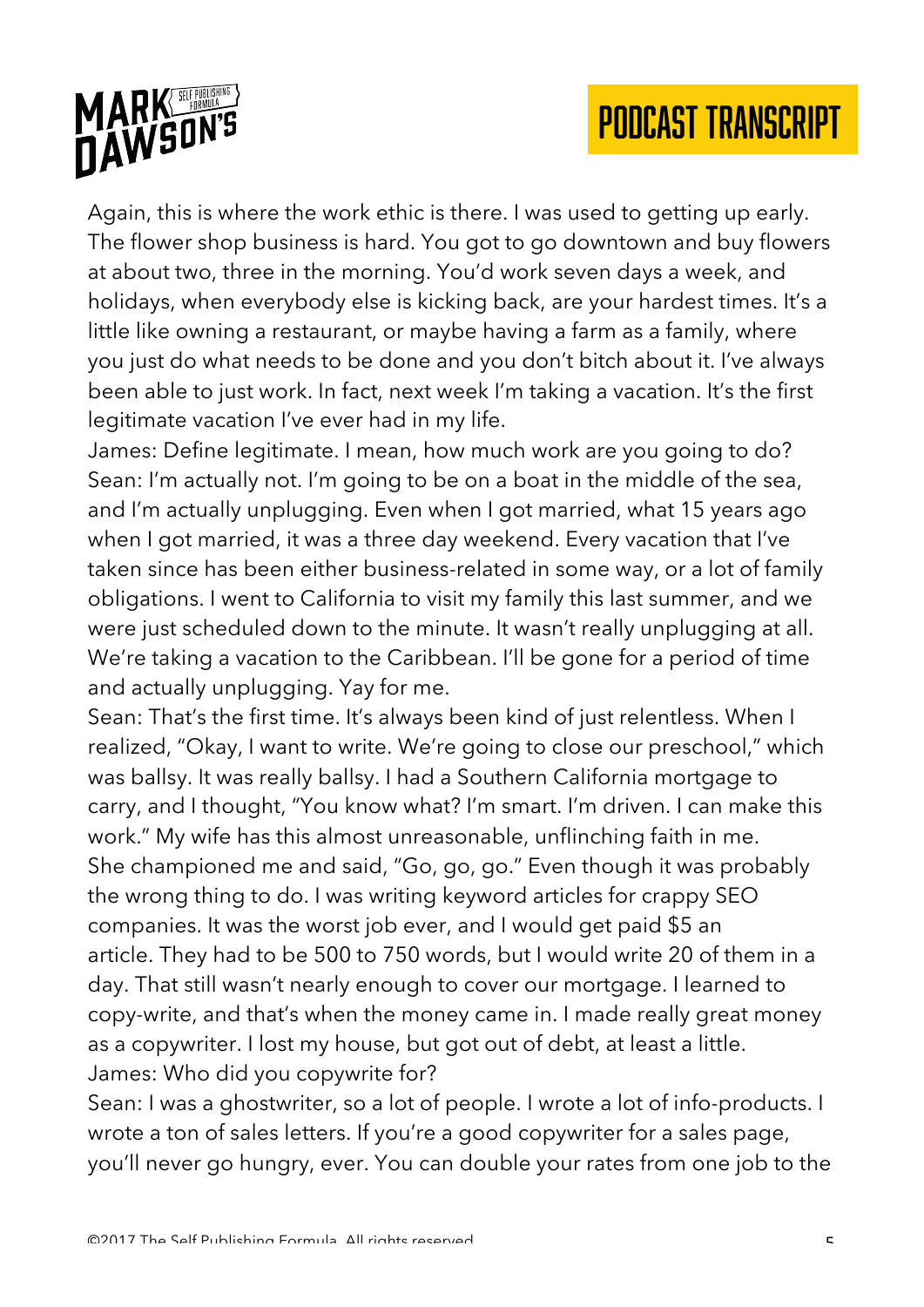Again, this is where the work ethic is there. I was used to getting up early. The flower shop business is hard. You got to go downtown and buy flowers at about two, three in the morning. You'd work seven days a week, and holidays, when everybody else is kicking back, are your hardest times. It's a little like owning a restaurant, or maybe having a farm as a family, where you just do what needs to be done and you don't bitch about it. I've always been able to just work. In fact, next week I'm taking a vacation. It's the first legitimate vacation I've ever had in my life.

James: Define legitimate. I mean, how much work are you going to do?

Sean: I'm actually not. I'm going to be on a boat in the middle of the sea, and I'm actually unplugging. Even when I got married, what 15 years ago when I got married, it was a three day weekend. Every vacation that I've taken since has been either business-related in some way, or a lot of family obligations. I went to California to visit my family this last summer, and we were just scheduled down to the minute. It wasn't really unplugging at all. We're taking a vacation to the Caribbean. I'll be gone for a period of time and actually unplugging. Yay for me.

Sean: That's the first time. It's always been kind of just relentless. When I realized, "Okay, I want to write. We're going to close our preschool," which was ballsy. It was really ballsy. I had a Southern California mortgage to carry, and I thought, "You know what? I'm smart. I'm driven. I can make this work." My wife has this almost unreasonable, unflinching faith in me. She championed me and said, "Go, go, go." Even though it was probably the wrong thing to do. I was writing keyword articles for crappy SEO companies. It was the worst job ever, and I would get paid $5 an article. They had to be 500 to 750 words, but I would write 20 of them in a day. That still wasn't nearly enough to cover our mortgage. I learned to copy-write, and that's when the money came in. I made really great money as a copywriter. I lost my house, but got out of debt, at least a little.

James: Who did you copywrite for?

Sean: I was a ghostwriter, so a lot of people. I wrote a lot of info-products. I wrote a ton of sales letters. If you're a good copywriter for a sales page, you'll never go hungry, ever. You can double your rates from one job to the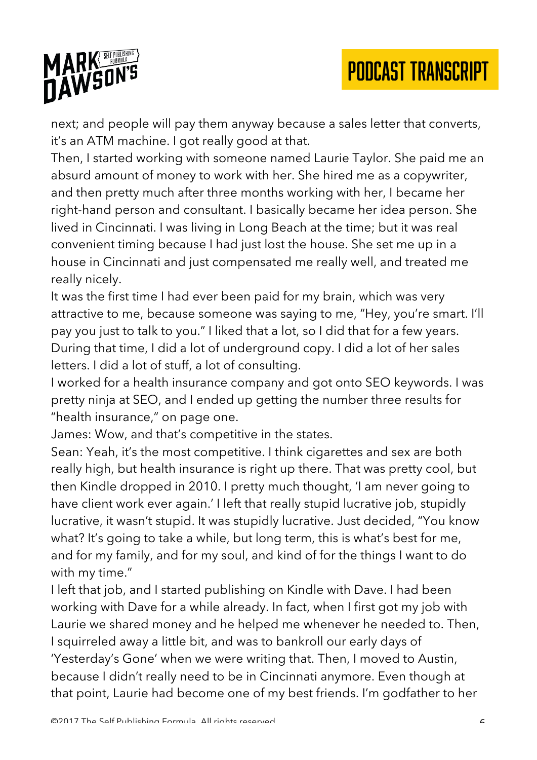next; and people will pay them anyway because a sales letter that converts, it's an ATM machine. I got really good at that.

Then, I started working with someone named Laurie Taylor. She paid me an absurd amount of money to work with her. She hired me as a copywriter, and then pretty much after three months working with her, I became her right-hand person and consultant. I basically became her idea person. She lived in Cincinnati. I was living in Long Beach at the time; but it was real convenient timing because I had just lost the house. She set me up in a house in Cincinnati and just compensated me really well, and treated me really nicely.

It was the first time I had ever been paid for my brain, which was very attractive to me, because someone was saying to me, "Hey, you're smart. I'll pay you just to talk to you." I liked that a lot, so I did that for a few years. During that time, I did a lot of underground copy. I did a lot of her sales letters. I did a lot of stuff, a lot of consulting.

I worked for a health insurance company and got onto SEO keywords. I was pretty ninja at SEO, and I ended up getting the number three results for "health insurance," on page one.

James: Wow, and that's competitive in the states.

Sean: Yeah, it's the most competitive. I think cigarettes and sex are both really high, but health insurance is right up there. That was pretty cool, but then Kindle dropped in 2010. I pretty much thought, 'I am never going to have client work ever again.' I left that really stupid lucrative job, stupidly lucrative, it wasn't stupid. It was stupidly lucrative. Just decided, "You know what? It's going to take a while, but long term, this is what's best for me, and for my family, and for my soul, and kind of for the things I want to do with my time."

I left that job, and I started publishing on Kindle with Dave. I had been working with Dave for a while already. In fact, when I first got my job with Laurie we shared money and he helped me whenever he needed to. Then, I squirreled away a little bit, and was to bankroll our early days of 'Yesterday's Gone' when we were writing that. Then, I moved to Austin, because I didn't really need to be in Cincinnati anymore. Even though at that point, Laurie had become one of my best friends. I'm godfather to her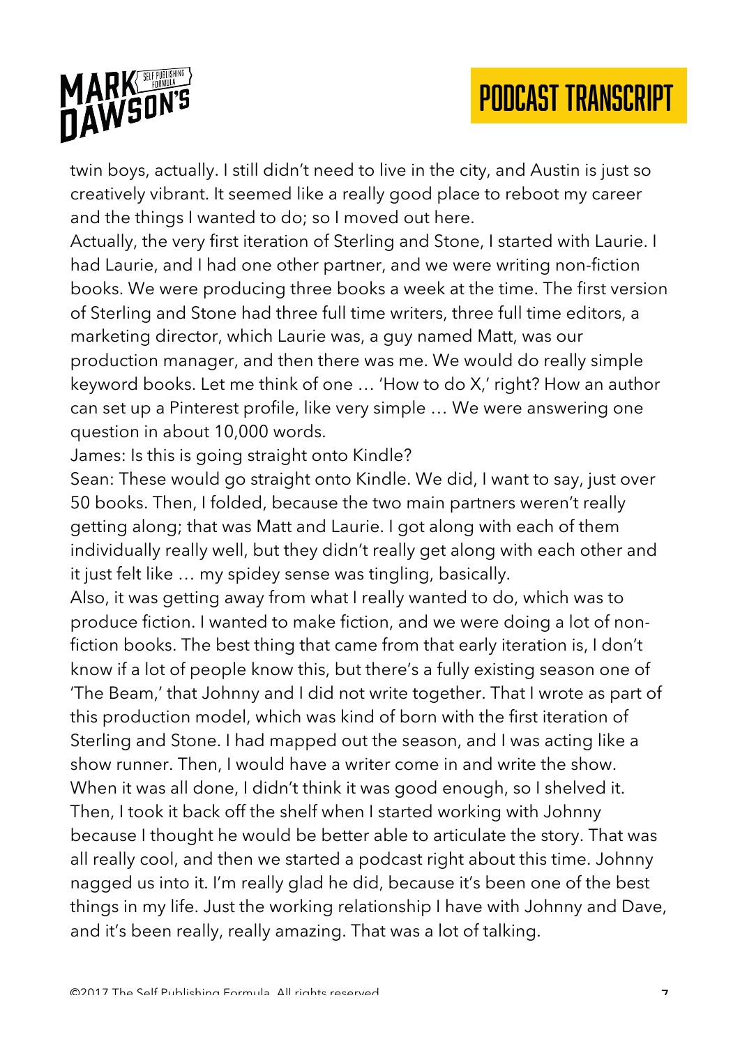twin boys, actually. I still didn't need to live in the city, and Austin is just so creatively vibrant. It seemed like a really good place to reboot my career and the things I wanted to do; so I moved out here.

Actually, the very first iteration of Sterling and Stone, I started with Laurie. I had Laurie, and I had one other partner, and we were writing non-fiction books. We were producing three books a week at the time. The first version of Sterling and Stone had three full time writers, three full time editors, a marketing director, which Laurie was, a guy named Matt, was our production manager, and then there was me. We would do really simple keyword books. Let me think of one … 'How to do X,' right? How an author can set up a Pinterest profile, like very simple … We were answering one question in about 10,000 words.

James: Is this is going straight onto Kindle?

Sean: These would go straight onto Kindle. We did, I want to say, just over 50 books. Then, I folded, because the two main partners weren't really getting along; that was Matt and Laurie. I got along with each of them individually really well, but they didn't really get along with each other and it just felt like … my spidey sense was tingling, basically.

Also, it was getting away from what I really wanted to do, which was to produce fiction. I wanted to make fiction, and we were doing a lot of non-fiction books. The best thing that came from that early iteration is, I don't know if a lot of people know this, but there's a fully existing season one of 'The Beam,' that Johnny and I did not write together. That I wrote as part of this production model, which was kind of born with the first iteration of Sterling and Stone. I had mapped out the season, and I was acting like a show runner. Then, I would have a writer come in and write the show. When it was all done, I didn't think it was good enough, so I shelved it. Then, I took it back off the shelf when I started working with Johnny because I thought he would be better able to articulate the story. That was all really cool, and then we started a podcast right about this time. Johnny nagged us into it. I'm really glad he did, because it's been one of the best things in my life. Just the working relationship I have with Johnny and Dave, and it's been really, really amazing. That was a lot of talking.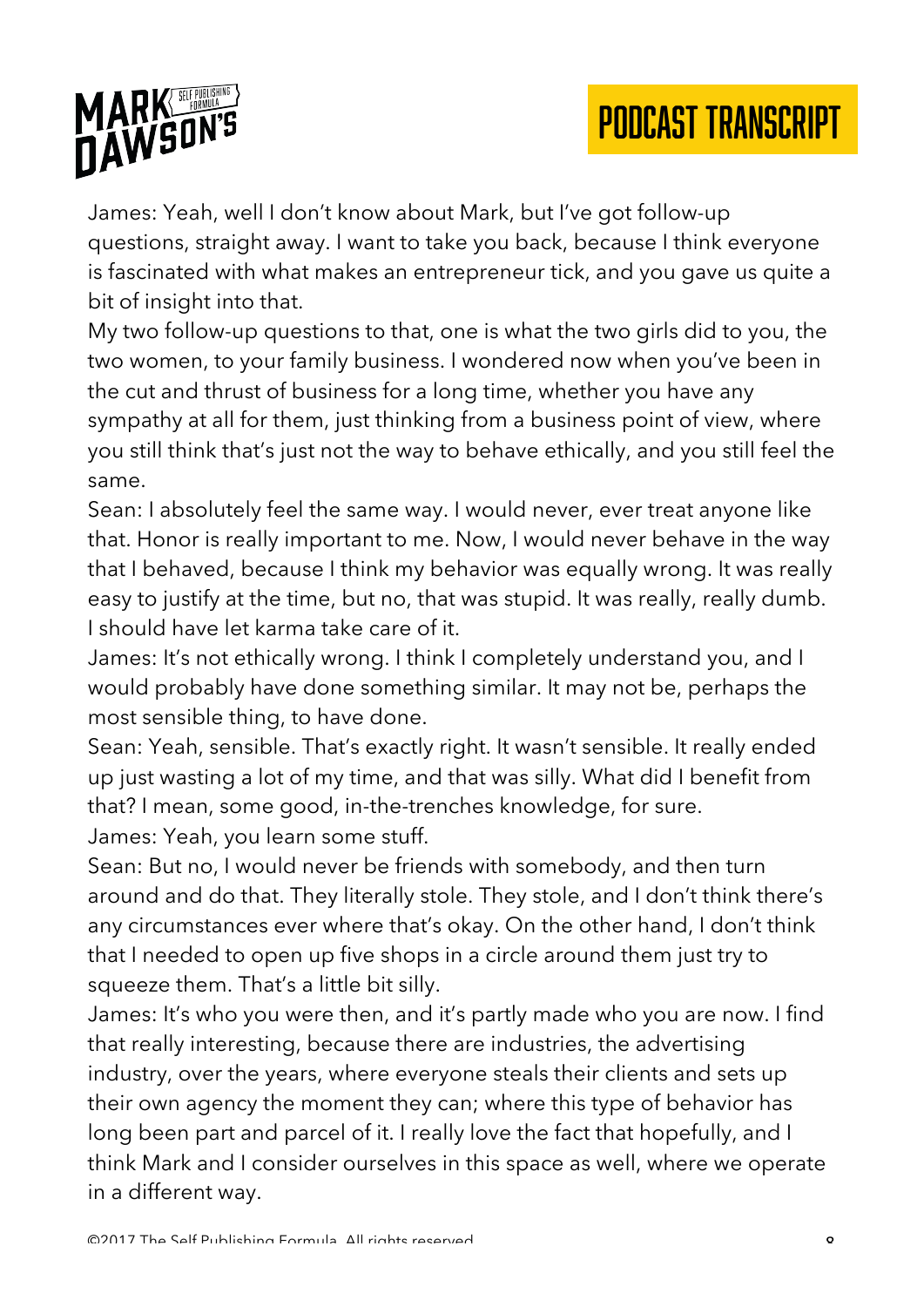James: Yeah, well I don't know about Mark, but I've got follow-up questions, straight away. I want to take you back, because I think everyone is fascinated with what makes an entrepreneur tick, and you gave us quite a bit of insight into that.

My two follow-up questions to that, one is what the two girls did to you, the two women, to your family business. I wondered now when you've been in the cut and thrust of business for a long time, whether you have any sympathy at all for them, just thinking from a business point of view, where you still think that's just not the way to behave ethically, and you still feel the same.

Sean: I absolutely feel the same way. I would never, ever treat anyone like that. Honor is really important to me. Now, I would never behave in the way that I behaved, because I think my behavior was equally wrong. It was really easy to justify at the time, but no, that was stupid. It was really, really dumb. I should have let karma take care of it.

James: It's not ethically wrong. I think I completely understand you, and I would probably have done something similar. It may not be, perhaps the most sensible thing, to have done.

Sean: Yeah, sensible. That's exactly right. It wasn't sensible. It really ended up just wasting a lot of my time, and that was silly. What did I benefit from that? I mean, some good, in-the-trenches knowledge, for sure.

James: Yeah, you learn some stuff.

Sean: But no, I would never be friends with somebody, and then turn around and do that. They literally stole. They stole, and I don't think there's any circumstances ever where that's okay. On the other hand, I don't think that I needed to open up five shops in a circle around them just try to squeeze them. That's a little bit silly.

James: It's who you were then, and it's partly made who you are now. I find that really interesting, because there are industries, the advertising industry, over the years, where everyone steals their clients and sets up their own agency the moment they can; where this type of behavior has long been part and parcel of it. I really love the fact that hopefully, and I think Mark and I consider ourselves in this space as well, where we operate in a different way.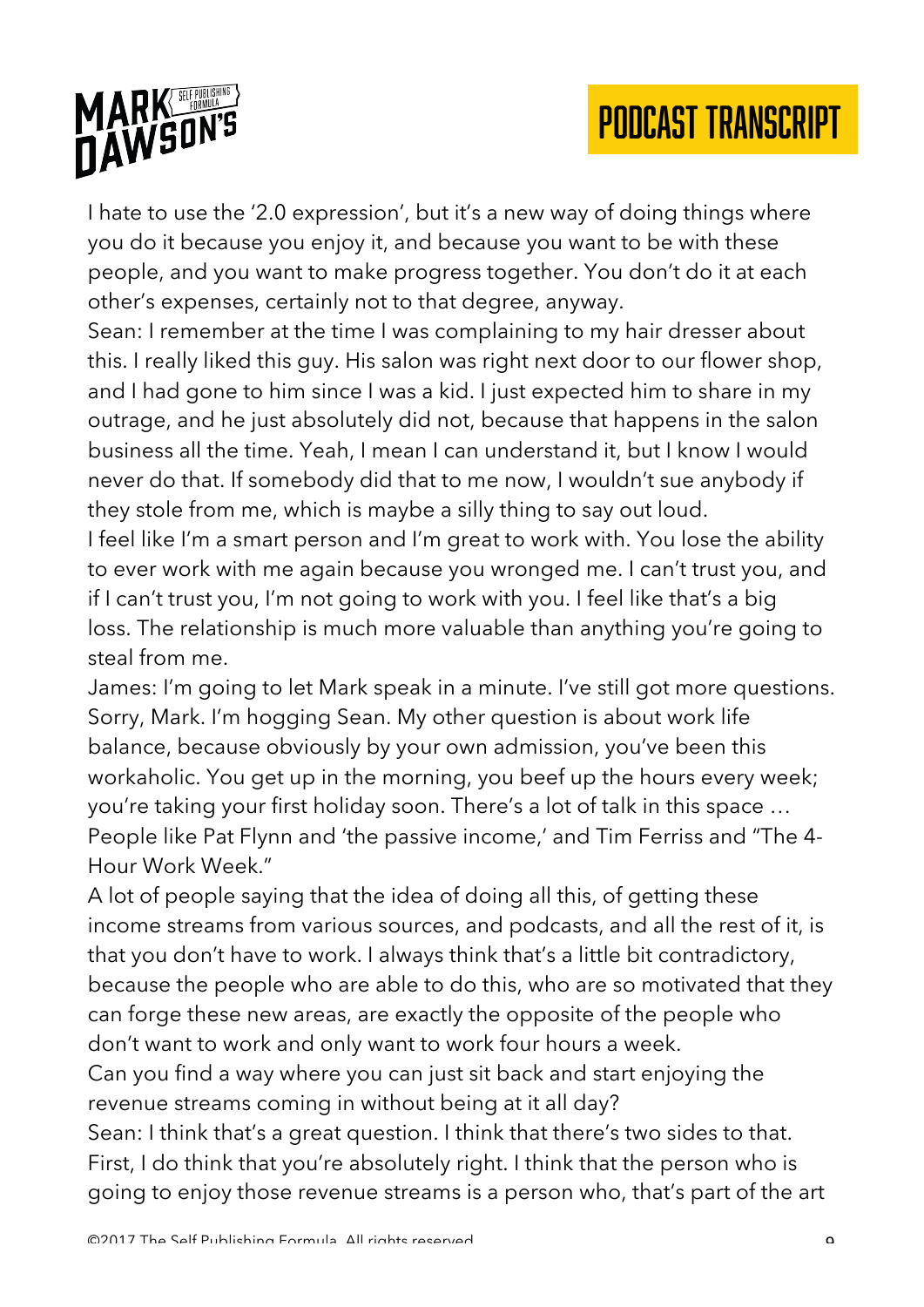I hate to use the '2.0 expression', but it's a new way of doing things where you do it because you enjoy it, and because you want to be with these people, and you want to make progress together. You don't do it at each other's expenses, certainly not to that degree, anyway.

Sean: I remember at the time I was complaining to my hair dresser about this. I really liked this guy. His salon was right next door to our flower shop, and I had gone to him since I was a kid. I just expected him to share in my outrage, and he just absolutely did not, because that happens in the salon business all the time. Yeah, I mean I can understand it, but I know I would never do that. If somebody did that to me now, I wouldn't sue anybody if they stole from me, which is maybe a silly thing to say out loud.

I feel like I'm a smart person and I'm great to work with. You lose the ability to ever work with me again because you wronged me. I can't trust you, and if I can't trust you, I'm not going to work with you. I feel like that's a big loss. The relationship is much more valuable than anything you're going to steal from me.

James: I'm going to let Mark speak in a minute. I've still got more questions. Sorry, Mark. I'm hogging Sean. My other question is about work life balance, because obviously by your own admission, you've been this workaholic. You get up in the morning, you beef up the hours every week; you're taking your first holiday soon. There's a lot of talk in this space … People like Pat Flynn and 'the passive income,' and Tim Ferriss and "The 4-Hour Work Week."

A lot of people saying that the idea of doing all this, of getting these income streams from various sources, and podcasts, and all the rest of it, is that you don't have to work. I always think that's a little bit contradictory, because the people who are able to do this, who are so motivated that they can forge these new areas, are exactly the opposite of the people who don't want to work and only want to work four hours a week.

Can you find a way where you can just sit back and start enjoying the revenue streams coming in without being at it all day?

Sean: I think that's a great question. I think that there's two sides to that. First, I do think that you're absolutely right. I think that the person who is going to enjoy those revenue streams is a person who, that's part of the art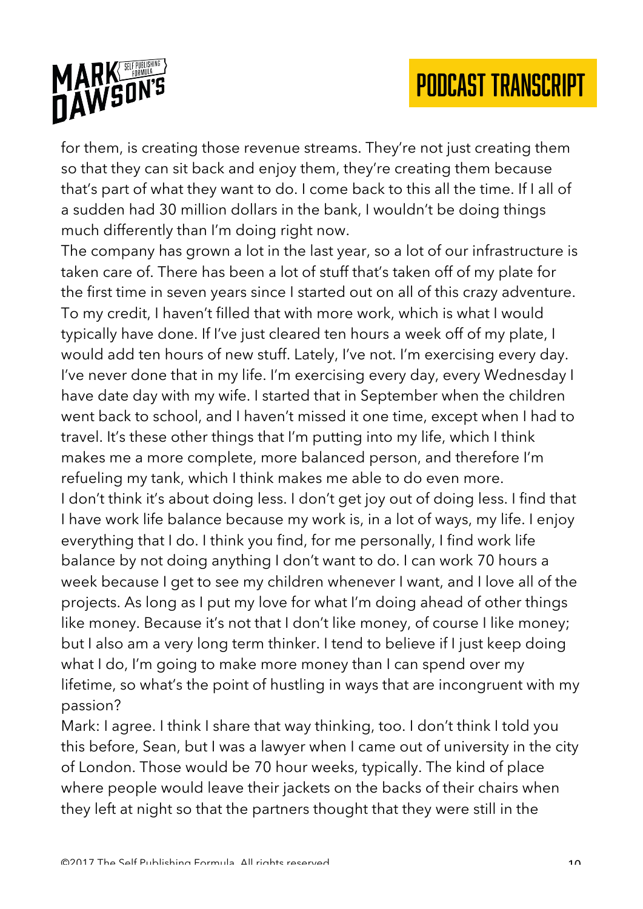for them, is creating those revenue streams. They're not just creating them so that they can sit back and enjoy them, they're creating them because that's part of what they want to do. I come back to this all the time. If I all of a sudden had 30 million dollars in the bank, I wouldn't be doing things much differently than I'm doing right now.

The company has grown a lot in the last year, so a lot of our infrastructure is taken care of. There has been a lot of stuff that's taken off of my plate for the first time in seven years since I started out on all of this crazy adventure. To my credit, I haven't filled that with more work, which is what I would typically have done. If I've just cleared ten hours a week off of my plate, I would add ten hours of new stuff. Lately, I've not. I'm exercising every day. I've never done that in my life. I'm exercising every day, every Wednesday I have date day with my wife. I started that in September when the children went back to school, and I haven't missed it one time, except when I had to travel. It's these other things that I'm putting into my life, which I think makes me a more complete, more balanced person, and therefore I'm refueling my tank, which I think makes me able to do even more.

I don't think it's about doing less. I don't get joy out of doing less. I find that I have work life balance because my work is, in a lot of ways, my life. I enjoy everything that I do. I think you find, for me personally, I find work life balance by not doing anything I don't want to do. I can work 70 hours a week because I get to see my children whenever I want, and I love all of the projects. As long as I put my love for what I'm doing ahead of other things like money. Because it's not that I don't like money, of course I like money; but I also am a very long term thinker. I tend to believe if I just keep doing what I do, I'm going to make more money than I can spend over my lifetime, so what's the point of hustling in ways that are incongruent with my passion?

Mark: I agree. I think I share that way thinking, too. I don't think I told you this before, Sean, but I was a lawyer when I came out of university in the city of London. Those would be 70 hour weeks, typically. The kind of place where people would leave their jackets on the backs of their chairs when they left at night so that the partners thought that they were still in the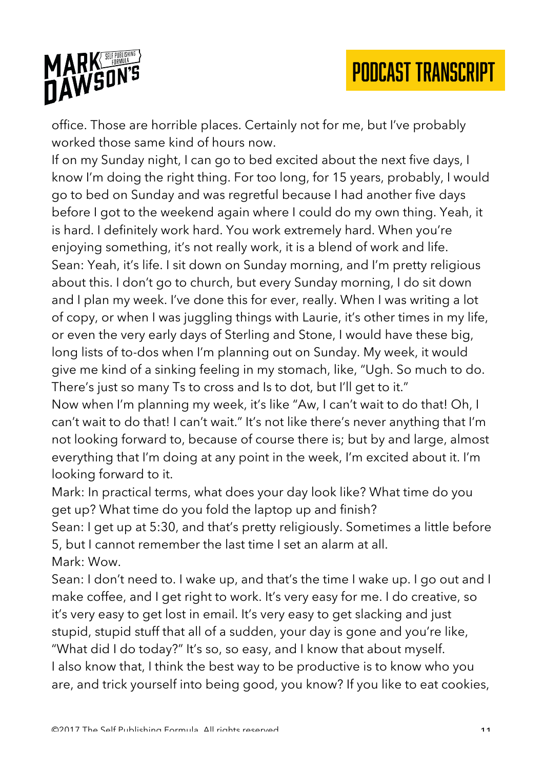office. Those are horrible places. Certainly not for me, but I've probably worked those same kind of hours now.

If on my Sunday night, I can go to bed excited about the next five days, I know I'm doing the right thing. For too long, for 15 years, probably, I would go to bed on Sunday and was regretful because I had another five days before I got to the weekend again where I could do my own thing. Yeah, it is hard. I definitely work hard. You work extremely hard. When you're enjoying something, it's not really work, it is a blend of work and life.

Sean: Yeah, it's life. I sit down on Sunday morning, and I'm pretty religious about this. I don't go to church, but every Sunday morning, I do sit down and I plan my week. I've done this for ever, really. When I was writing a lot of copy, or when I was juggling things with Laurie, it's other times in my life, or even the very early days of Sterling and Stone, I would have these big, long lists of to-dos when I'm planning out on Sunday. My week, it would give me kind of a sinking feeling in my stomach, like, "Ugh. So much to do. There's just so many Ts to cross and Is to dot, but I'll get to it."

Now when I'm planning my week, it's like "Aw, I can't wait to do that! Oh, I can't wait to do that! I can't wait." It's not like there's never anything that I'm not looking forward to, because of course there is; but by and large, almost everything that I'm doing at any point in the week, I'm excited about it. I'm looking forward to it.

Mark: In practical terms, what does your day look like? What time do you get up? What time do you fold the laptop up and finish?

Sean: I get up at 5:30, and that's pretty religiously. Sometimes a little before 5, but I cannot remember the last time I set an alarm at all.

Mark: Wow.

Sean: I don't need to. I wake up, and that's the time I wake up. I go out and I make coffee, and I get right to work. It's very easy for me. I do creative, so it's very easy to get lost in email. It's very easy to get slacking and just stupid, stupid stuff that all of a sudden, your day is gone and you're like, "What did I do today?" It's so, so easy, and I know that about myself.

I also know that, I think the best way to be productive is to know who you are, and trick yourself into being good, you know? If you like to eat cookies,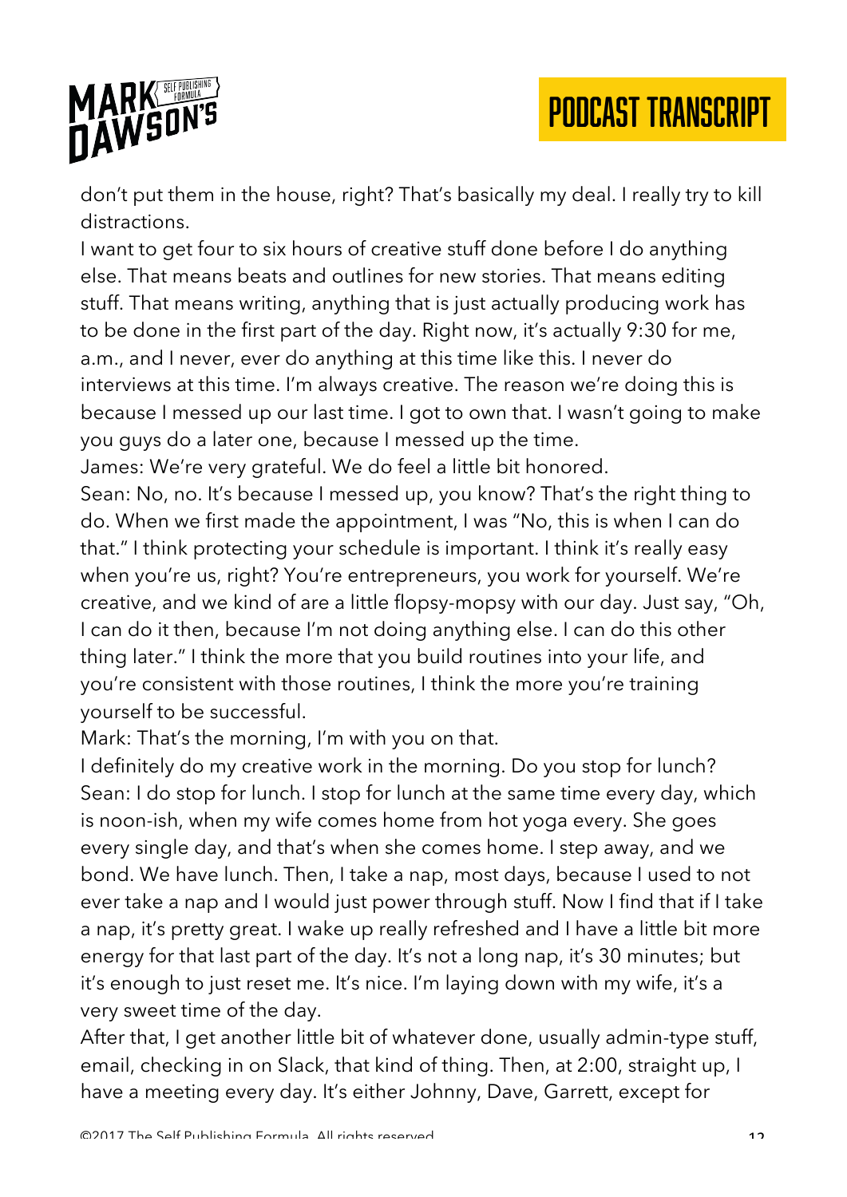don't put them in the house, right? That's basically my deal. I really try to kill distractions.

I want to get four to six hours of creative stuff done before I do anything else. That means beats and outlines for new stories. That means editing stuff. That means writing, anything that is just actually producing work has to be done in the first part of the day. Right now, it's actually 9:30 for me, a.m., and I never, ever do anything at this time like this. I never do interviews at this time. I'm always creative. The reason we're doing this is because I messed up our last time. I got to own that. I wasn't going to make you guys do a later one, because I messed up the time.

James: We're very grateful. We do feel a little bit honored.

Sean: No, no. It's because I messed up, you know? That's the right thing to do. When we first made the appointment, I was "No, this is when I can do that." I think protecting your schedule is important. I think it's really easy when you're us, right? You're entrepreneurs, you work for yourself. We're creative, and we kind of are a little flopsy-mopsy with our day. Just say, "Oh, I can do it then, because I'm not doing anything else. I can do this other thing later." I think the more that you build routines into your life, and you're consistent with those routines, I think the more you're training yourself to be successful.

Mark: That's the morning, I'm with you on that.

I definitely do my creative work in the morning. Do you stop for lunch?

Sean: I do stop for lunch. I stop for lunch at the same time every day, which is noon-ish, when my wife comes home from hot yoga every. She goes every single day, and that's when she comes home. I step away, and we bond. We have lunch. Then, I take a nap, most days, because I used to not ever take a nap and I would just power through stuff. Now I find that if I take a nap, it's pretty great. I wake up really refreshed and I have a little bit more energy for that last part of the day. It's not a long nap, it's 30 minutes; but it's enough to just reset me. It's nice. I'm laying down with my wife, it's a very sweet time of the day.

After that, I get another little bit of whatever done, usually admin-type stuff, email, checking in on Slack, that kind of thing. Then, at 2:00, straight up, I have a meeting every day. It's either Johnny, Dave, Garrett, except for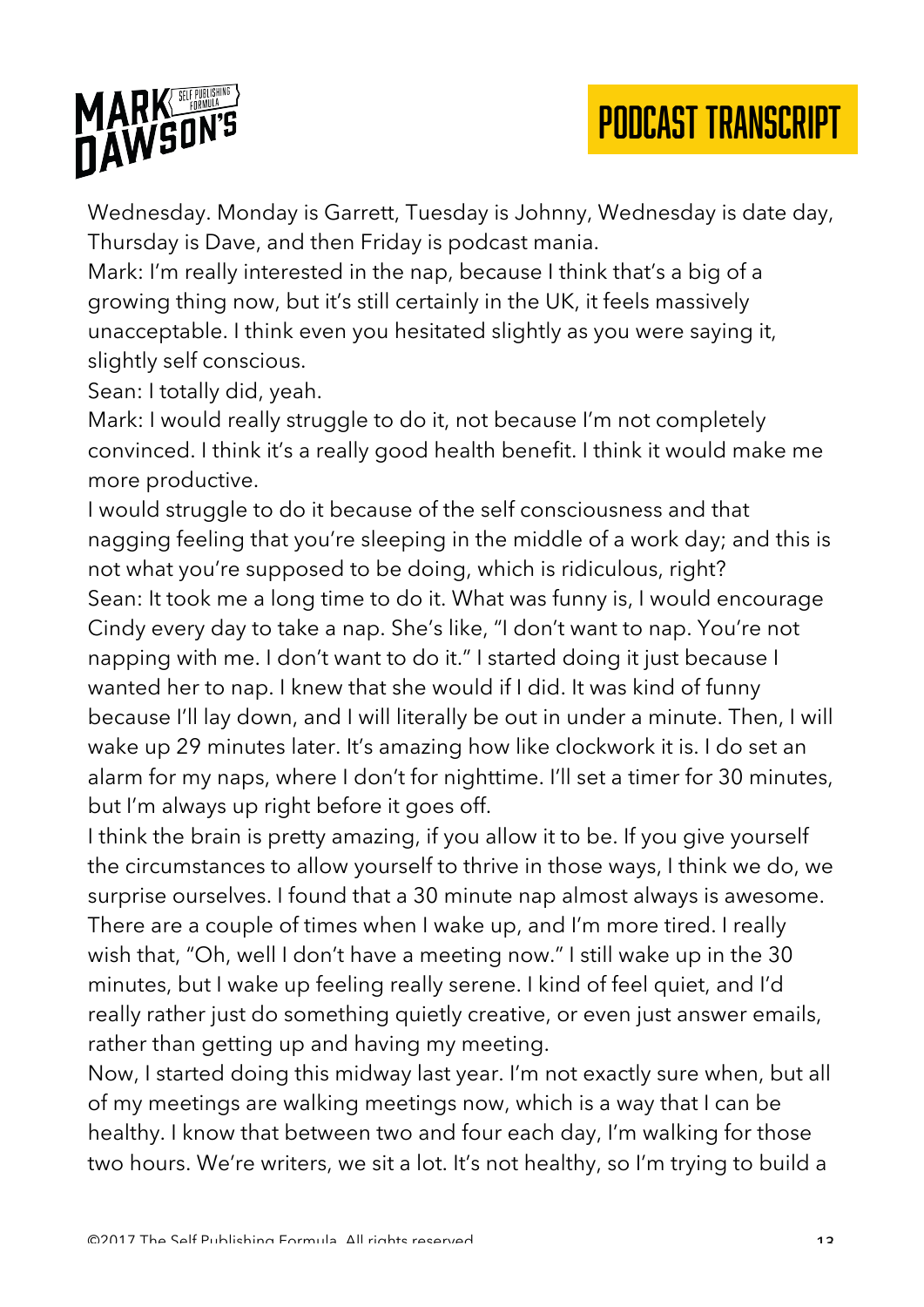Wednesday. Monday is Garrett, Tuesday is Johnny, Wednesday is date day, Thursday is Dave, and then Friday is podcast mania.

Mark: I'm really interested in the nap, because I think that's a big of a growing thing now, but it's still certainly in the UK, it feels massively unacceptable. I think even you hesitated slightly as you were saying it, slightly self conscious.

Sean: I totally did, yeah.

Mark: I would really struggle to do it, not because I'm not completely convinced. I think it's a really good health benefit. I think it would make me more productive.

I would struggle to do it because of the self consciousness and that nagging feeling that you're sleeping in the middle of a work day; and this is not what you're supposed to be doing, which is ridiculous, right?

Sean: It took me a long time to do it. What was funny is, I would encourage Cindy every day to take a nap. She's like, "I don't want to nap. You're not napping with me. I don't want to do it." I started doing it just because I wanted her to nap. I knew that she would if I did. It was kind of funny because I'll lay down, and I will literally be out in under a minute. Then, I will wake up 29 minutes later. It's amazing how like clockwork it is. I do set an alarm for my naps, where I don't for nighttime. I'll set a timer for 30 minutes, but I'm always up right before it goes off.

I think the brain is pretty amazing, if you allow it to be. If you give yourself the circumstances to allow yourself to thrive in those ways, I think we do, we surprise ourselves. I found that a 30 minute nap almost always is awesome. There are a couple of times when I wake up, and I'm more tired. I really wish that, "Oh, well I don't have a meeting now." I still wake up in the 30 minutes, but I wake up feeling really serene. I kind of feel quiet, and I'd really rather just do something quietly creative, or even just answer emails, rather than getting up and having my meeting.

Now, I started doing this midway last year. I'm not exactly sure when, but all of my meetings are walking meetings now, which is a way that I can be healthy. I know that between two and four each day, I'm walking for those two hours. We're writers, we sit a lot. It's not healthy, so I'm trying to build a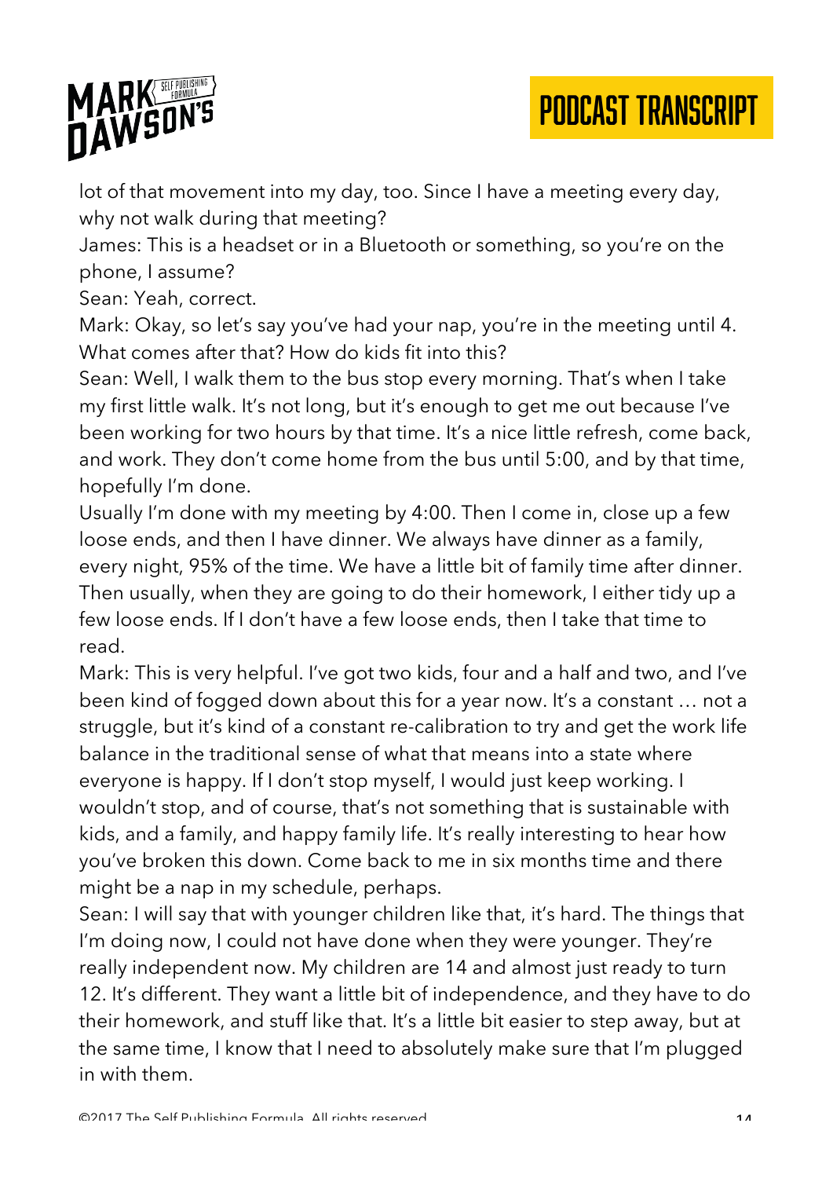lot of that movement into my day, too. Since I have a meeting every day, why not walk during that meeting?

James: This is a headset or in a Bluetooth or something, so you're on the phone, I assume?

Sean: Yeah, correct.

Mark: Okay, so let's say you've had your nap, you're in the meeting until 4. What comes after that? How do kids fit into this?

Sean: Well, I walk them to the bus stop every morning. That's when I take my first little walk. It's not long, but it's enough to get me out because I've been working for two hours by that time. It's a nice little refresh, come back, and work. They don't come home from the bus until 5:00, and by that time, hopefully I'm done.

Usually I'm done with my meeting by 4:00. Then I come in, close up a few loose ends, and then I have dinner. We always have dinner as a family, every night, 95% of the time. We have a little bit of family time after dinner. Then usually, when they are going to do their homework, I either tidy up a few loose ends. If I don't have a few loose ends, then I take that time to read.

Mark: This is very helpful. I've got two kids, four and a half and two, and I've been kind of fogged down about this for a year now. It's a constant … not a struggle, but it's kind of a constant re-calibration to try and get the work life balance in the traditional sense of what that means into a state where everyone is happy. If I don't stop myself, I would just keep working. I wouldn't stop, and of course, that's not something that is sustainable with kids, and a family, and happy family life. It's really interesting to hear how you've broken this down. Come back to me in six months time and there might be a nap in my schedule, perhaps.

Sean: I will say that with younger children like that, it's hard. The things that I'm doing now, I could not have done when they were younger. They're really independent now. My children are 14 and almost just ready to turn 12. It's different. They want a little bit of independence, and they have to do their homework, and stuff like that. It's a little bit easier to step away, but at the same time, I know that I need to absolutely make sure that I'm plugged in with them.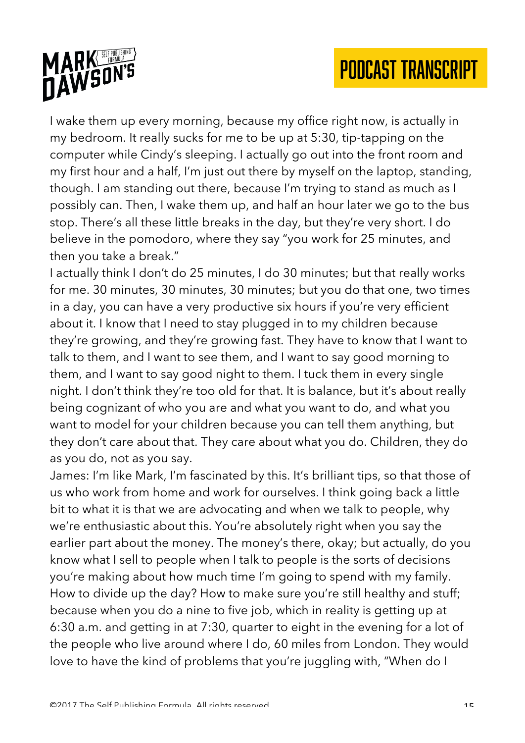I wake them up every morning, because my office right now, is actually in my bedroom. It really sucks for me to be up at 5:30, tip-tapping on the computer while Cindy's sleeping. I actually go out into the front room and my first hour and a half, I'm just out there by myself on the laptop, standing, though. I am standing out there, because I'm trying to stand as much as I possibly can. Then, I wake them up, and half an hour later we go to the bus stop. There's all these little breaks in the day, but they're very short. I do believe in the pomodoro, where they say "you work for 25 minutes, and then you take a break."

I actually think I don't do 25 minutes, I do 30 minutes; but that really works for me. 30 minutes, 30 minutes, 30 minutes; but you do that one, two times in a day, you can have a very productive six hours if you're very efficient about it. I know that I need to stay plugged in to my children because they're growing, and they're growing fast. They have to know that I want to talk to them, and I want to see them, and I want to say good morning to them, and I want to say good night to them. I tuck them in every single night. I don't think they're too old for that. It is balance, but it's about really being cognizant of who you are and what you want to do, and what you want to model for your children because you can tell them anything, but they don't care about that. They care about what you do. Children, they do as you do, not as you say.

James: I'm like Mark, I'm fascinated by this. It's brilliant tips, so that those of us who work from home and work for ourselves. I think going back a little bit to what it is that we are advocating and when we talk to people, why we're enthusiastic about this. You're absolutely right when you say the earlier part about the money. The money's there, okay; but actually, do you know what I sell to people when I talk to people is the sorts of decisions you're making about how much time I'm going to spend with my family. How to divide up the day? How to make sure you're still healthy and stuff; because when you do a nine to five job, which in reality is getting up at 6:30 a.m. and getting in at 7:30, quarter to eight in the evening for a lot of the people who live around where I do, 60 miles from London. They would love to have the kind of problems that you're juggling with, "When do I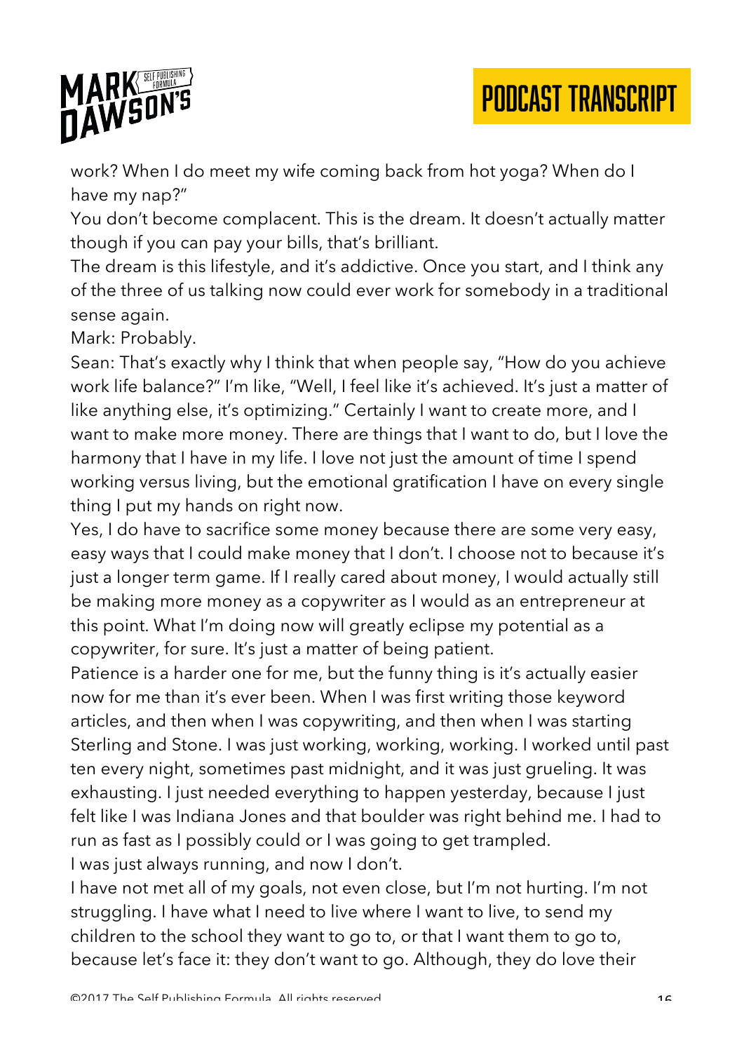work? When I do meet my wife coming back from hot yoga? When do I have my nap?"

You don't become complacent. This is the dream. It doesn't actually matter though if you can pay your bills, that's brilliant.

The dream is this lifestyle, and it's addictive. Once you start, and I think any of the three of us talking now could ever work for somebody in a traditional sense again.

Mark: Probably.

Sean: That's exactly why I think that when people say, "How do you achieve work life balance?" I'm like, "Well, I feel like it's achieved. It's just a matter of like anything else, it's optimizing." Certainly I want to create more, and I want to make more money. There are things that I want to do, but I love the harmony that I have in my life. I love not just the amount of time I spend working versus living, but the emotional gratification I have on every single thing I put my hands on right now.

Yes, I do have to sacrifice some money because there are some very easy, easy ways that I could make money that I don't. I choose not to because it's just a longer term game. If I really cared about money, I would actually still be making more money as a copywriter as I would as an entrepreneur at this point. What I'm doing now will greatly eclipse my potential as a copywriter, for sure. It's just a matter of being patient.

Patience is a harder one for me, but the funny thing is it's actually easier now for me than it's ever been. When I was first writing those keyword articles, and then when I was copywriting, and then when I was starting Sterling and Stone. I was just working, working, working. I worked until past ten every night, sometimes past midnight, and it was just grueling. It was exhausting. I just needed everything to happen yesterday, because I just felt like I was Indiana Jones and that boulder was right behind me. I had to run as fast as I possibly could or I was going to get trampled.

I was just always running, and now I don't.

I have not met all of my goals, not even close, but I'm not hurting. I'm not struggling. I have what I need to live where I want to live, to send my children to the school they want to go to, or that I want them to go to, because let's face it: they don't want to go. Although, they do love their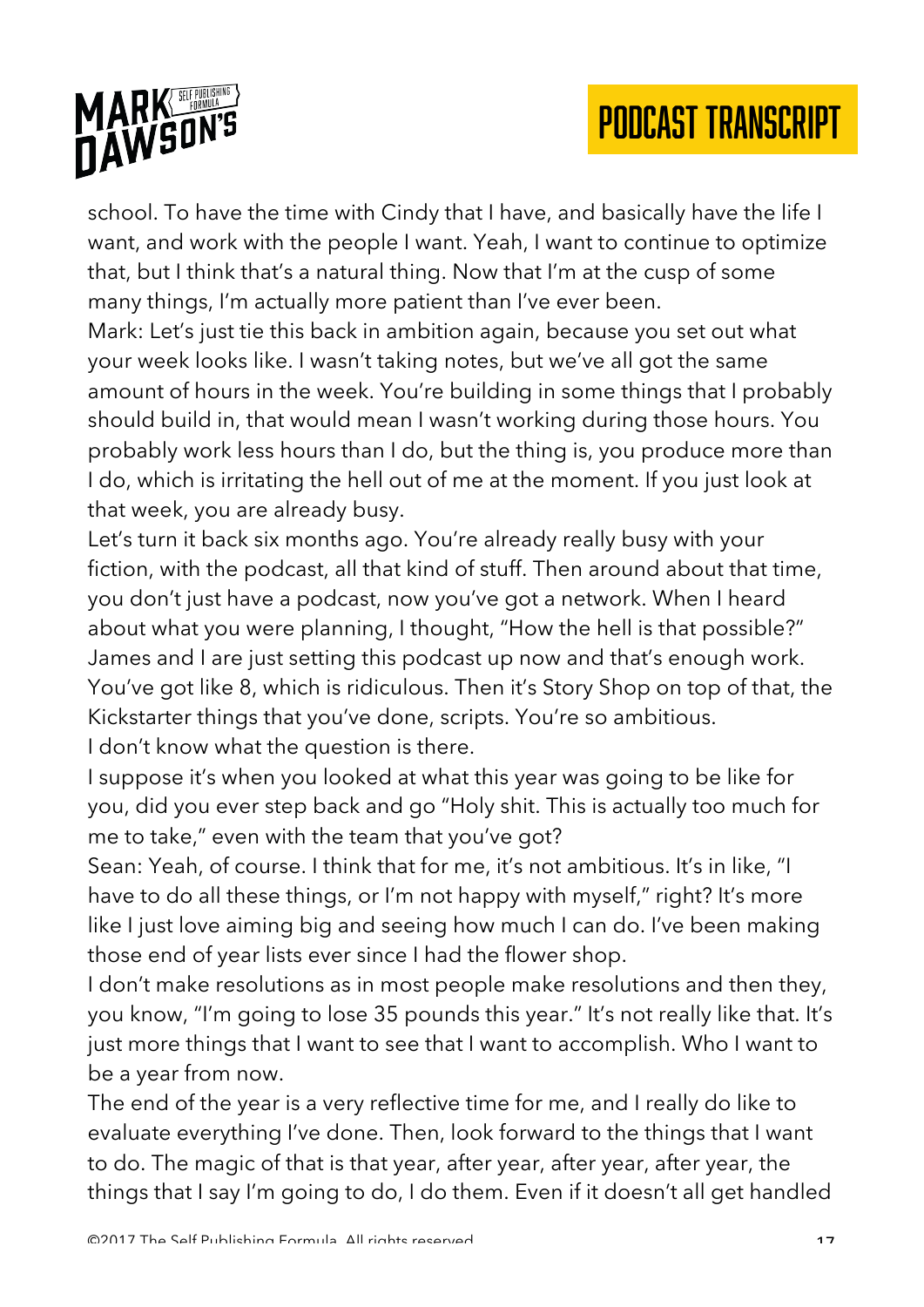school. To have the time with Cindy that I have, and basically have the life I want, and work with the people I want. Yeah, I want to continue to optimize that, but I think that's a natural thing. Now that I'm at the cusp of some many things, I'm actually more patient than I've ever been.

Mark: Let's just tie this back in ambition again, because you set out what your week looks like. I wasn't taking notes, but we've all got the same amount of hours in the week. You're building in some things that I probably should build in, that would mean I wasn't working during those hours. You probably work less hours than I do, but the thing is, you produce more than I do, which is irritating the hell out of me at the moment. If you just look at that week, you are already busy.

Let's turn it back six months ago. You're already really busy with your fiction, with the podcast, all that kind of stuff. Then around about that time, you don't just have a podcast, now you've got a network. When I heard about what you were planning, I thought, "How the hell is that possible?" James and I are just setting this podcast up now and that's enough work. You've got like 8, which is ridiculous. Then it's Story Shop on top of that, the Kickstarter things that you've done, scripts. You're so ambitious.

I don't know what the question is there.

I suppose it's when you looked at what this year was going to be like for you, did you ever step back and go "Holy shit. This is actually too much for me to take," even with the team that you've got?

Sean: Yeah, of course. I think that for me, it's not ambitious. It's in like, "I have to do all these things, or I'm not happy with myself," right? It's more like I just love aiming big and seeing how much I can do. I've been making those end of year lists ever since I had the flower shop.

I don't make resolutions as in most people make resolutions and then they, you know, "I'm going to lose 35 pounds this year." It's not really like that. It's just more things that I want to see that I want to accomplish. Who I want to be a year from now.

The end of the year is a very reflective time for me, and I really do like to evaluate everything I've done. Then, look forward to the things that I want to do. The magic of that is that year, after year, after year, after year, the things that I say I'm going to do, I do them. Even if it doesn't all get handled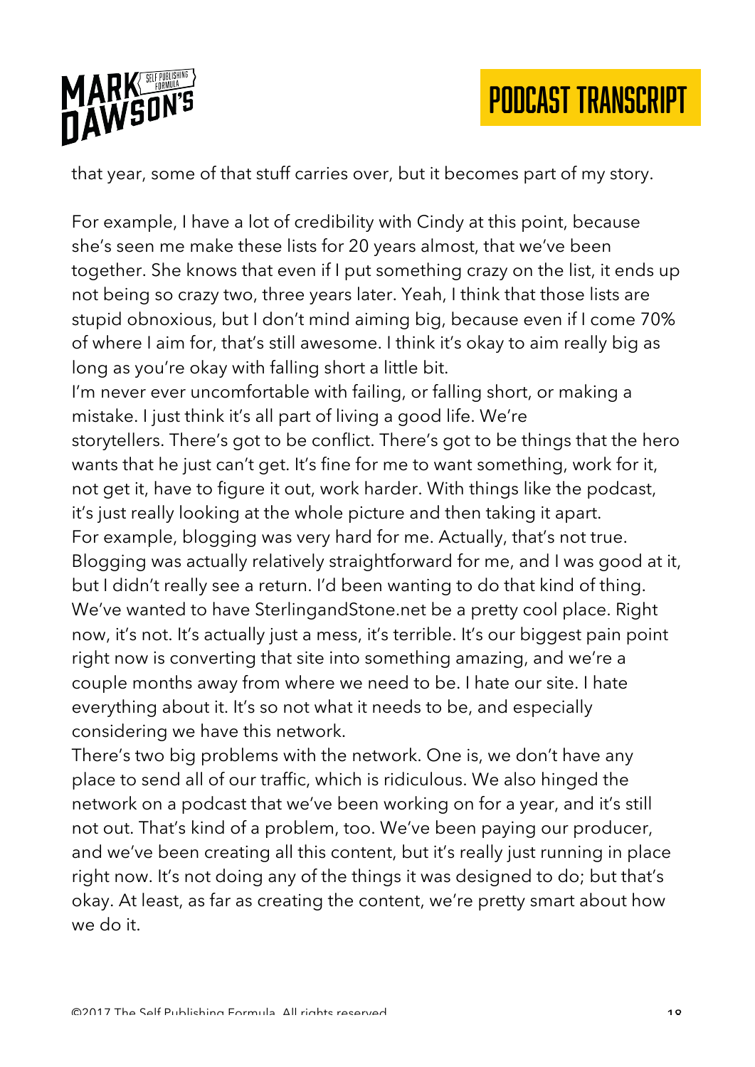that year, some of that stuff carries over, but it becomes part of my story.

For example, I have a lot of credibility with Cindy at this point, because she's seen me make these lists for 20 years almost, that we've been together. She knows that even if I put something crazy on the list, it ends up not being so crazy two, three years later. Yeah, I think that those lists are stupid obnoxious, but I don't mind aiming big, because even if I come 70% of where I aim for, that's still awesome. I think it's okay to aim really big as long as you're okay with falling short a little bit.

I'm never ever uncomfortable with failing, or falling short, or making a mistake. I just think it's all part of living a good life. We're storytellers. There's got to be conflict. There's got to be things that the hero wants that he just can't get. It's fine for me to want something, work for it, not get it, have to figure it out, work harder. With things like the podcast, it's just really looking at the whole picture and then taking it apart.

For example, blogging was very hard for me. Actually, that's not true. Blogging was actually relatively straightforward for me, and I was good at it, but I didn't really see a return. I'd been wanting to do that kind of thing. We've wanted to have SterlingandStone.net be a pretty cool place. Right now, it's not. It's actually just a mess, it's terrible. It's our biggest pain point right now is converting that site into something amazing, and we're a couple months away from where we need to be. I hate our site. I hate everything about it. It's so not what it needs to be, and especially considering we have this network.

There's two big problems with the network. One is, we don't have any place to send all of our traffic, which is ridiculous. We also hinged the network on a podcast that we've been working on for a year, and it's still not out. That's kind of a problem, too. We've been paying our producer, and we've been creating all this content, but it's really just running in place right now. It's not doing any of the things it was designed to do; but that's okay. At least, as far as creating the content, we're pretty smart about how we do it.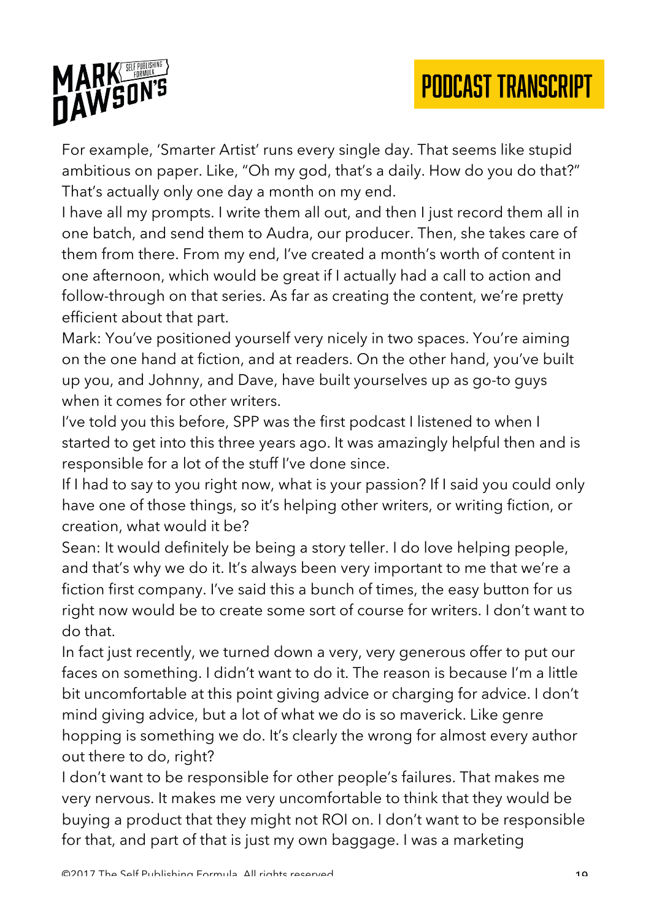For example, 'Smarter Artist' runs every single day. That seems like stupid ambitious on paper. Like, "Oh my god, that's a daily. How do you do that?" That's actually only one day a month on my end.

I have all my prompts. I write them all out, and then I just record them all in one batch, and send them to Audra, our producer. Then, she takes care of them from there. From my end, I've created a month's worth of content in one afternoon, which would be great if I actually had a call to action and follow-through on that series. As far as creating the content, we're pretty efficient about that part.

Mark: You've positioned yourself very nicely in two spaces. You're aiming on the one hand at fiction, and at readers. On the other hand, you've built up you, and Johnny, and Dave, have built yourselves up as go-to guys when it comes for other writers.

I've told you this before, SPP was the first podcast I listened to when I started to get into this three years ago. It was amazingly helpful then and is responsible for a lot of the stuff I've done since.

If I had to say to you right now, what is your passion? If I said you could only have one of those things, so it's helping other writers, or writing fiction, or creation, what would it be?

Sean: It would definitely be being a story teller. I do love helping people, and that's why we do it. It's always been very important to me that we're a fiction first company. I've said this a bunch of times, the easy button for us right now would be to create some sort of course for writers. I don't want to do that.

In fact just recently, we turned down a very, very generous offer to put our faces on something. I didn't want to do it. The reason is because I'm a little bit uncomfortable at this point giving advice or charging for advice. I don't mind giving advice, but a lot of what we do is so maverick. Like genre hopping is something we do. It's clearly the wrong for almost every author out there to do, right?

I don't want to be responsible for other people's failures. That makes me very nervous. It makes me very uncomfortable to think that they would be buying a product that they might not ROI on. I don't want to be responsible for that, and part of that is just my own baggage. I was a marketing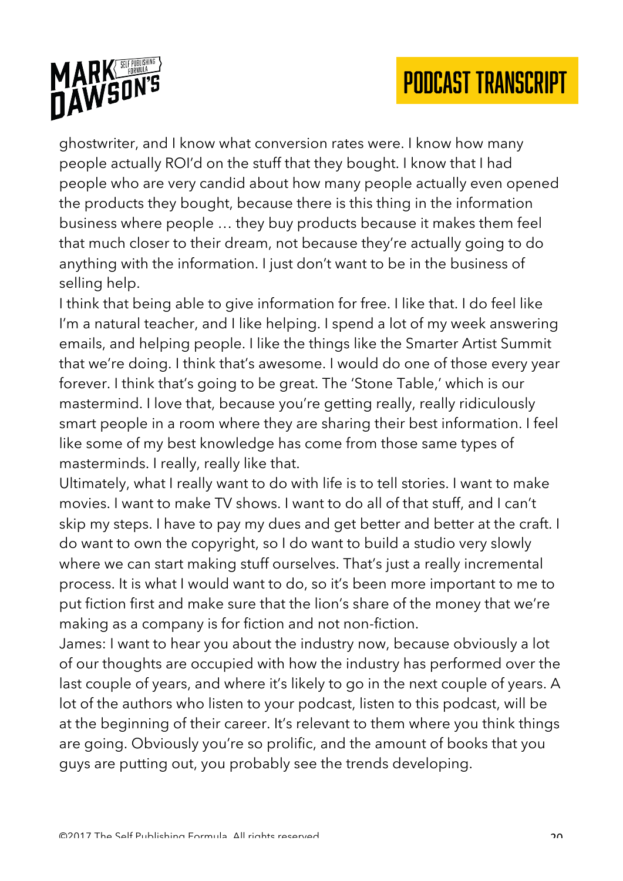ghostwriter, and I know what conversion rates were. I know how many people actually ROI'd on the stuff that they bought. I know that I had people who are very candid about how many people actually even opened the products they bought, because there is this thing in the information business where people … they buy products because it makes them feel that much closer to their dream, not because they're actually going to do anything with the information. I just don't want to be in the business of selling help.

I think that being able to give information for free. I like that. I do feel like I'm a natural teacher, and I like helping. I spend a lot of my week answering emails, and helping people. I like the things like the Smarter Artist Summit that we're doing. I think that's awesome. I would do one of those every year forever. I think that's going to be great. The 'Stone Table,' which is our mastermind. I love that, because you're getting really, really ridiculously smart people in a room where they are sharing their best information. I feel like some of my best knowledge has come from those same types of masterminds. I really, really like that.

Ultimately, what I really want to do with life is to tell stories. I want to make movies. I want to make TV shows. I want to do all of that stuff, and I can't skip my steps. I have to pay my dues and get better and better at the craft. I do want to own the copyright, so I do want to build a studio very slowly where we can start making stuff ourselves. That's just a really incremental process. It is what I would want to do, so it's been more important to me to put fiction first and make sure that the lion's share of the money that we're making as a company is for fiction and not non-fiction.

James: I want to hear you about the industry now, because obviously a lot of our thoughts are occupied with how the industry has performed over the last couple of years, and where it's likely to go in the next couple of years. A lot of the authors who listen to your podcast, listen to this podcast, will be at the beginning of their career. It's relevant to them where you think things are going. Obviously you're so prolific, and the amount of books that you guys are putting out, you probably see the trends developing.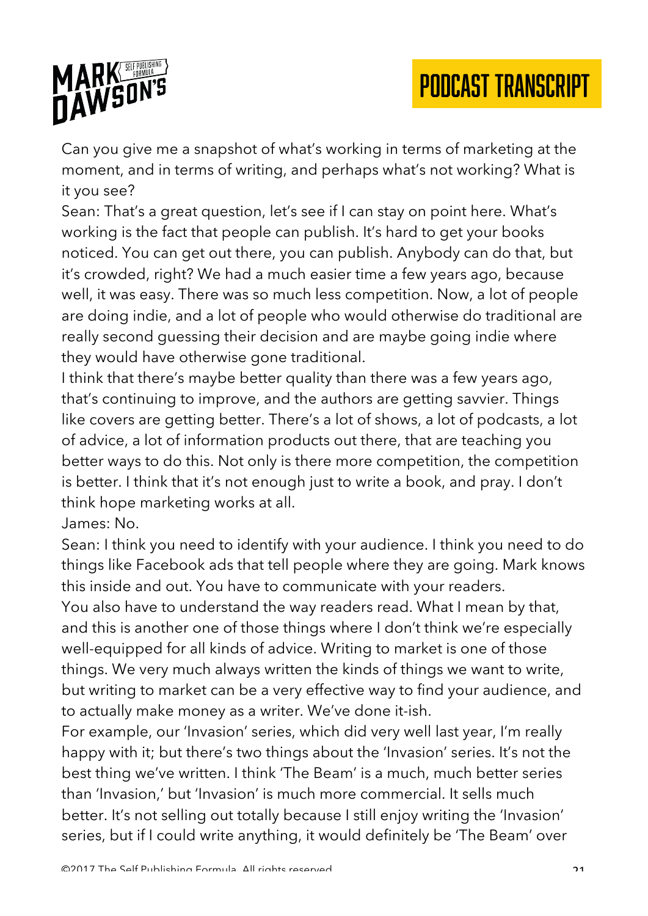Can you give me a snapshot of what's working in terms of marketing at the moment, and in terms of writing, and perhaps what's not working? What is it you see?

Sean: That's a great question, let's see if I can stay on point here. What's working is the fact that people can publish. It's hard to get your books noticed. You can get out there, you can publish. Anybody can do that, but it's crowded, right? We had a much easier time a few years ago, because well, it was easy. There was so much less competition. Now, a lot of people are doing indie, and a lot of people who would otherwise do traditional are really second guessing their decision and are maybe going indie where they would have otherwise gone traditional.

I think that there's maybe better quality than there was a few years ago, that's continuing to improve, and the authors are getting savvier. Things like covers are getting better. There's a lot of shows, a lot of podcasts, a lot of advice, a lot of information products out there, that are teaching you better ways to do this. Not only is there more competition, the competition is better. I think that it's not enough just to write a book, and pray. I don't think hope marketing works at all.

James: No.

Sean: I think you need to identify with your audience. I think you need to do things like Facebook ads that tell people where they are going. Mark knows this inside and out. You have to communicate with your readers.

You also have to understand the way readers read. What I mean by that, and this is another one of those things where I don't think we're especially well-equipped for all kinds of advice. Writing to market is one of those things. We very much always written the kinds of things we want to write, but writing to market can be a very effective way to find your audience, and to actually make money as a writer. We've done it-ish.

For example, our 'Invasion' series, which did very well last year, I'm really happy with it; but there's two things about the 'Invasion' series. It's not the best thing we've written. I think 'The Beam' is a much, much better series than 'Invasion,' but 'Invasion' is much more commercial. It sells much better. It's not selling out totally because I still enjoy writing the 'Invasion' series, but if I could write anything, it would definitely be 'The Beam' over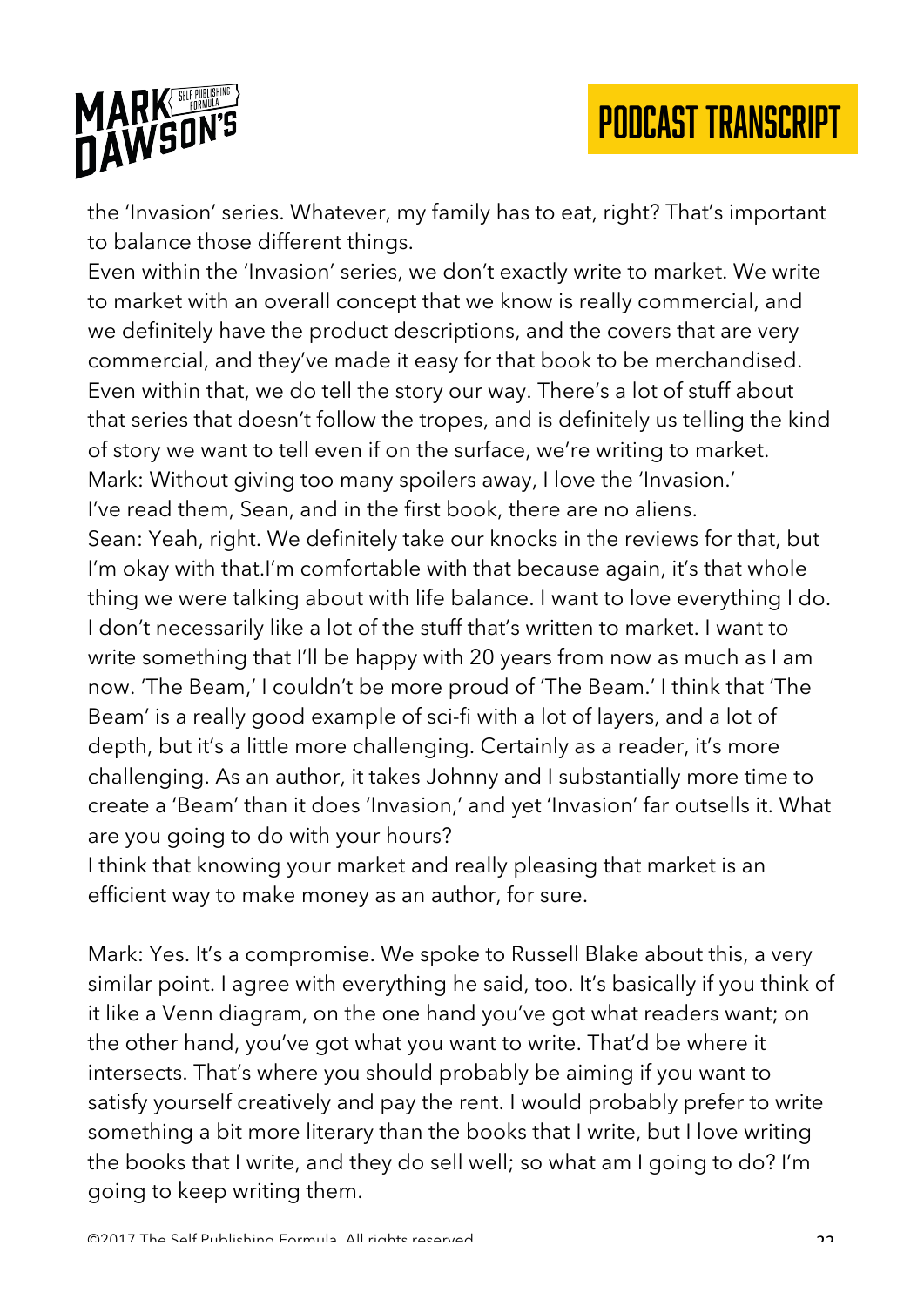the 'Invasion' series. Whatever, my family has to eat, right? That's important to balance those different things.

Even within the 'Invasion' series, we don't exactly write to market. We write to market with an overall concept that we know is really commercial, and we definitely have the product descriptions, and the covers that are very commercial, and they've made it easy for that book to be merchandised. Even within that, we do tell the story our way. There's a lot of stuff about that series that doesn't follow the tropes, and is definitely us telling the kind of story we want to tell even if on the surface, we're writing to market.

Mark: Without giving too many spoilers away, I love the 'Invasion.' I've read them, Sean, and in the first book, there are no aliens.

Sean: Yeah, right. We definitely take our knocks in the reviews for that, but I'm okay with that.I'm comfortable with that because again, it's that whole thing we were talking about with life balance. I want to love everything I do. I don't necessarily like a lot of the stuff that's written to market. I want to write something that I'll be happy with 20 years from now as much as I am now. 'The Beam,' I couldn't be more proud of 'The Beam.' I think that 'The Beam' is a really good example of sci-fi with a lot of layers, and a lot of depth, but it's a little more challenging. Certainly as a reader, it's more challenging. As an author, it takes Johnny and I substantially more time to create a 'Beam' than it does 'Invasion,' and yet 'Invasion' far outsells it. What are you going to do with your hours?

I think that knowing your market and really pleasing that market is an efficient way to make money as an author, for sure.

Mark: Yes. It's a compromise. We spoke to Russell Blake about this, a very similar point. I agree with everything he said, too. It's basically if you think of it like a Venn diagram, on the one hand you've got what readers want; on the other hand, you've got what you want to write. That'd be where it intersects. That's where you should probably be aiming if you want to satisfy yourself creatively and pay the rent. I would probably prefer to write something a bit more literary than the books that I write, but I love writing the books that I write, and they do sell well; so what am I going to do? I'm going to keep writing them.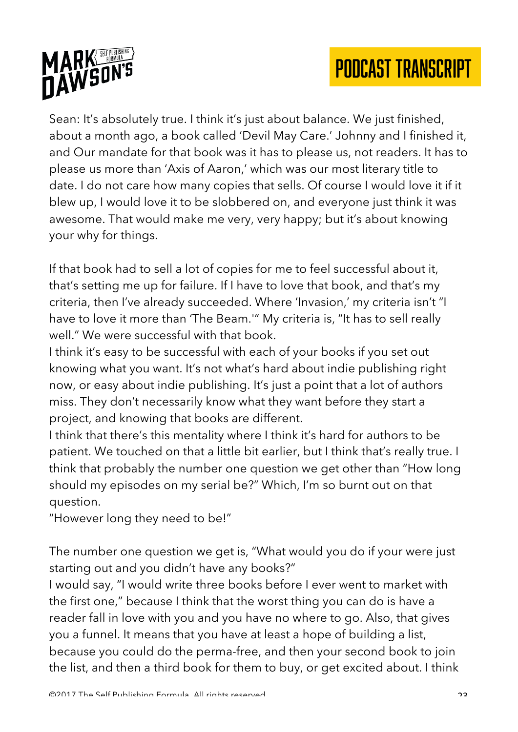Sean: It's absolutely true. I think it's just about balance. We just finished, about a month ago, a book called 'Devil May Care.' Johnny and I finished it, and Our mandate for that book was it has to please us, not readers. It has to please us more than 'Axis of Aaron,' which was our most literary title to date. I do not care how many copies that sells. Of course I would love it if it blew up, I would love it to be slobbered on, and everyone just think it was awesome. That would make me very, very happy; but it's about knowing your why for things.

If that book had to sell a lot of copies for me to feel successful about it, that's setting me up for failure. If I have to love that book, and that's my criteria, then I've already succeeded. Where 'Invasion,' my criteria isn't "I have to love it more than 'The Beam.'" My criteria is, "It has to sell really well." We were successful with that book.

I think it's easy to be successful with each of your books if you set out knowing what you want. It's not what's hard about indie publishing right now, or easy about indie publishing. It's just a point that a lot of authors miss. They don't necessarily know what they want before they start a project, and knowing that books are different.

I think that there's this mentality where I think it's hard for authors to be patient. We touched on that a little bit earlier, but I think that's really true. I think that probably the number one question we get other than "How long should my episodes on my serial be?" Which, I'm so burnt out on that question.

"However long they need to be!"

The number one question we get is, "What would you do if your were just starting out and you didn't have any books?"

I would say, "I would write three books before I ever went to market with the first one," because I think that the worst thing you can do is have a reader fall in love with you and you have no where to go. Also, that gives you a funnel. It means that you have at least a hope of building a list, because you could do the perma-free, and then your second book to join the list, and then a third book for them to buy, or get excited about. I think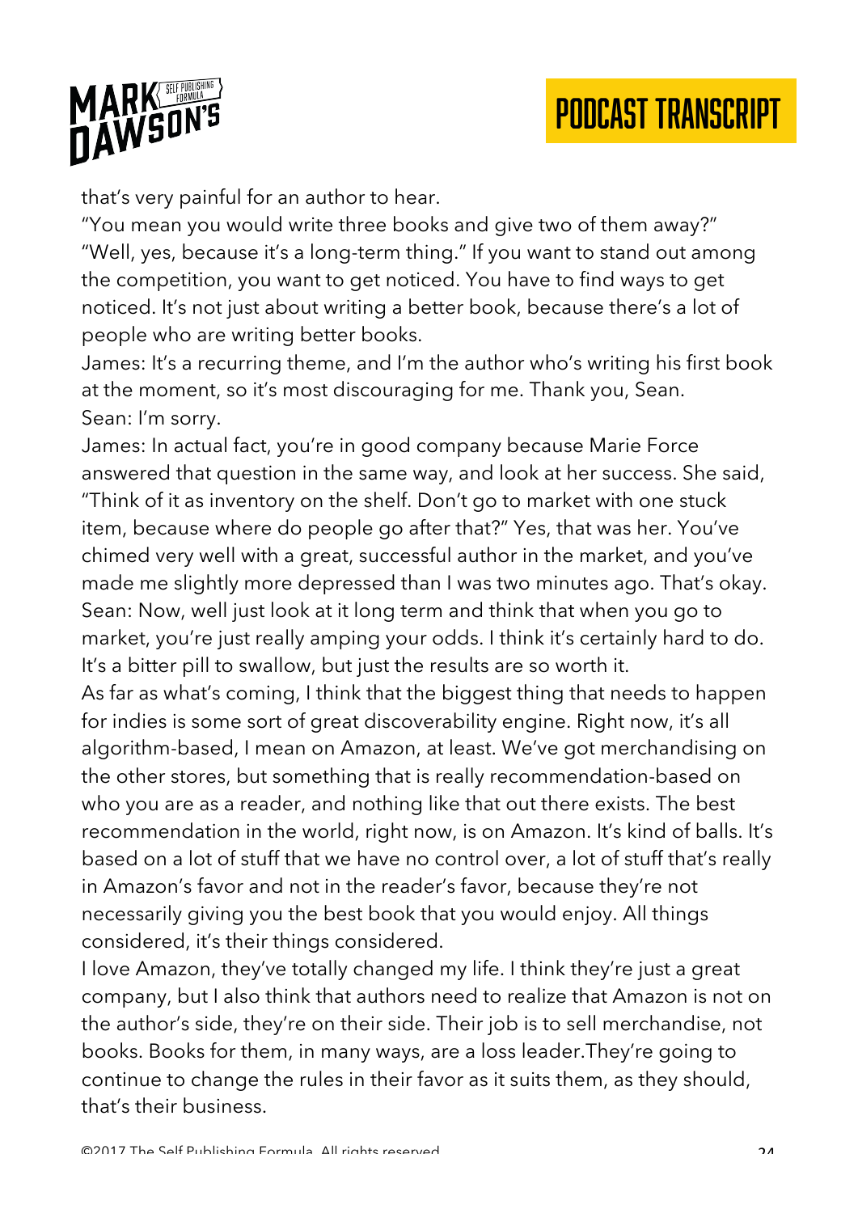that's very painful for an author to hear.

"You mean you would write three books and give two of them away?" "Well, yes, because it's a long-term thing." If you want to stand out among the competition, you want to get noticed. You have to find ways to get noticed. It's not just about writing a better book, because there's a lot of people who are writing better books.

James: It's a recurring theme, and I'm the author who's writing his first book at the moment, so it's most discouraging for me. Thank you, Sean.

Sean: I'm sorry.

James: In actual fact, you're in good company because Marie Force answered that question in the same way, and look at her success. She said, "Think of it as inventory on the shelf. Don't go to market with one stuck item, because where do people go after that?" Yes, that was her. You've chimed very well with a great, successful author in the market, and you've made me slightly more depressed than I was two minutes ago. That's okay.

Sean: Now, well just look at it long term and think that when you go to market, you're just really amping your odds. I think it's certainly hard to do. It's a bitter pill to swallow, but just the results are so worth it.

As far as what's coming, I think that the biggest thing that needs to happen for indies is some sort of great discoverability engine. Right now, it's all algorithm-based, I mean on Amazon, at least. We've got merchandising on the other stores, but something that is really recommendation-based on who you are as a reader, and nothing like that out there exists. The best recommendation in the world, right now, is on Amazon. It's kind of balls. It's based on a lot of stuff that we have no control over, a lot of stuff that's really in Amazon's favor and not in the reader's favor, because they're not necessarily giving you the best book that you would enjoy. All things considered, it's their things considered.

I love Amazon, they've totally changed my life. I think they're just a great company, but I also think that authors need to realize that Amazon is not on the author's side, they're on their side. Their job is to sell merchandise, not books. Books for them, in many ways, are a loss leader.They're going to continue to change the rules in their favor as it suits them, as they should, that's their business.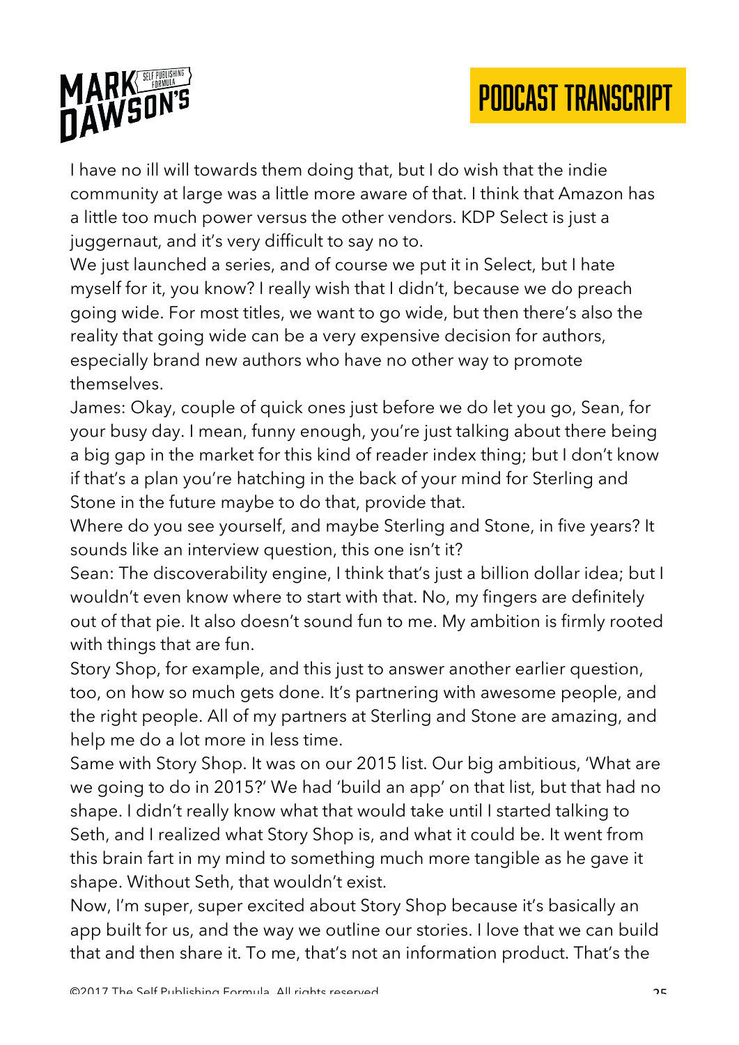I have no ill will towards them doing that, but I do wish that the indie community at large was a little more aware of that. I think that Amazon has a little too much power versus the other vendors. KDP Select is just a juggernaut, and it's very difficult to say no to.

We just launched a series, and of course we put it in Select, but I hate myself for it, you know? I really wish that I didn't, because we do preach going wide. For most titles, we want to go wide, but then there's also the reality that going wide can be a very expensive decision for authors, especially brand new authors who have no other way to promote themselves.

James: Okay, couple of quick ones just before we do let you go, Sean, for your busy day. I mean, funny enough, you're just talking about there being a big gap in the market for this kind of reader index thing; but I don't know if that's a plan you're hatching in the back of your mind for Sterling and Stone in the future maybe to do that, provide that.

Where do you see yourself, and maybe Sterling and Stone, in five years? It sounds like an interview question, this one isn't it?

Sean: The discoverability engine, I think that's just a billion dollar idea; but I wouldn't even know where to start with that. No, my fingers are definitely out of that pie. It also doesn't sound fun to me. My ambition is firmly rooted with things that are fun.

Story Shop, for example, and this just to answer another earlier question, too, on how so much gets done. It's partnering with awesome people, and the right people. All of my partners at Sterling and Stone are amazing, and help me do a lot more in less time.

Same with Story Shop. It was on our 2015 list. Our big ambitious, 'What are we going to do in 2015?' We had 'build an app' on that list, but that had no shape. I didn't really know what that would take until I started talking to Seth, and I realized what Story Shop is, and what it could be. It went from this brain fart in my mind to something much more tangible as he gave it shape. Without Seth, that wouldn't exist.

Now, I'm super, super excited about Story Shop because it's basically an app built for us, and the way we outline our stories. I love that we can build that and then share it. To me, that's not an information product. That's the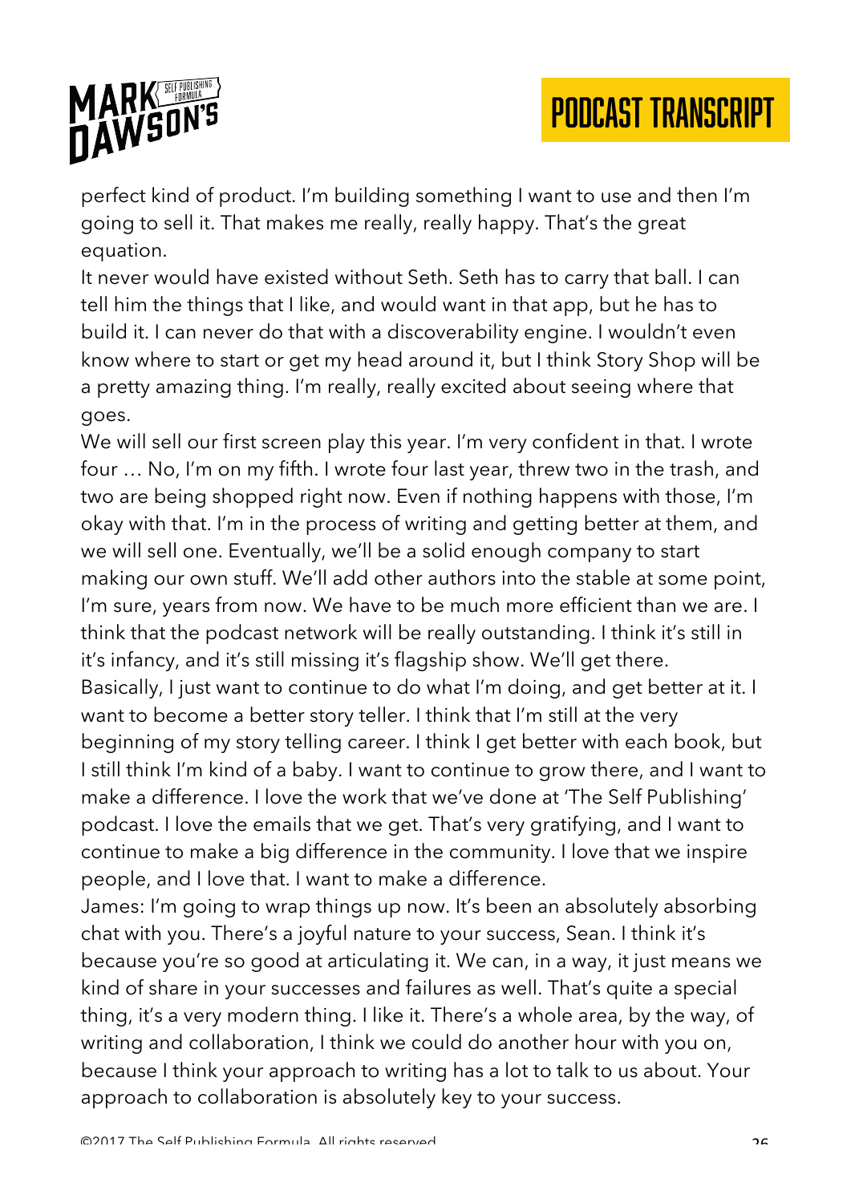perfect kind of product. I'm building something I want to use and then I'm going to sell it. That makes me really, really happy. That's the great equation.

It never would have existed without Seth. Seth has to carry that ball. I can tell him the things that I like, and would want in that app, but he has to build it. I can never do that with a discoverability engine. I wouldn't even know where to start or get my head around it, but I think Story Shop will be a pretty amazing thing. I'm really, really excited about seeing where that goes.

We will sell our first screen play this year. I'm very confident in that. I wrote four … No, I'm on my fifth. I wrote four last year, threw two in the trash, and two are being shopped right now. Even if nothing happens with those, I'm okay with that. I'm in the process of writing and getting better at them, and we will sell one. Eventually, we'll be a solid enough company to start making our own stuff. We'll add other authors into the stable at some point, I'm sure, years from now. We have to be much more efficient than we are. I think that the podcast network will be really outstanding. I think it's still in it's infancy, and it's still missing it's flagship show. We'll get there.

Basically, I just want to continue to do what I'm doing, and get better at it. I want to become a better story teller. I think that I'm still at the very beginning of my story telling career. I think I get better with each book, but I still think I'm kind of a baby. I want to continue to grow there, and I want to make a difference. I love the work that we've done at 'The Self Publishing' podcast. I love the emails that we get. That's very gratifying, and I want to continue to make a big difference in the community. I love that we inspire people, and I love that. I want to make a difference.

James: I'm going to wrap things up now. It's been an absolutely absorbing chat with you. There's a joyful nature to your success, Sean. I think it's because you're so good at articulating it. We can, in a way, it just means we kind of share in your successes and failures as well. That's quite a special thing, it's a very modern thing. I like it. There's a whole area, by the way, of writing and collaboration, I think we could do another hour with you on, because I think your approach to writing has a lot to talk to us about. Your approach to collaboration is absolutely key to your success.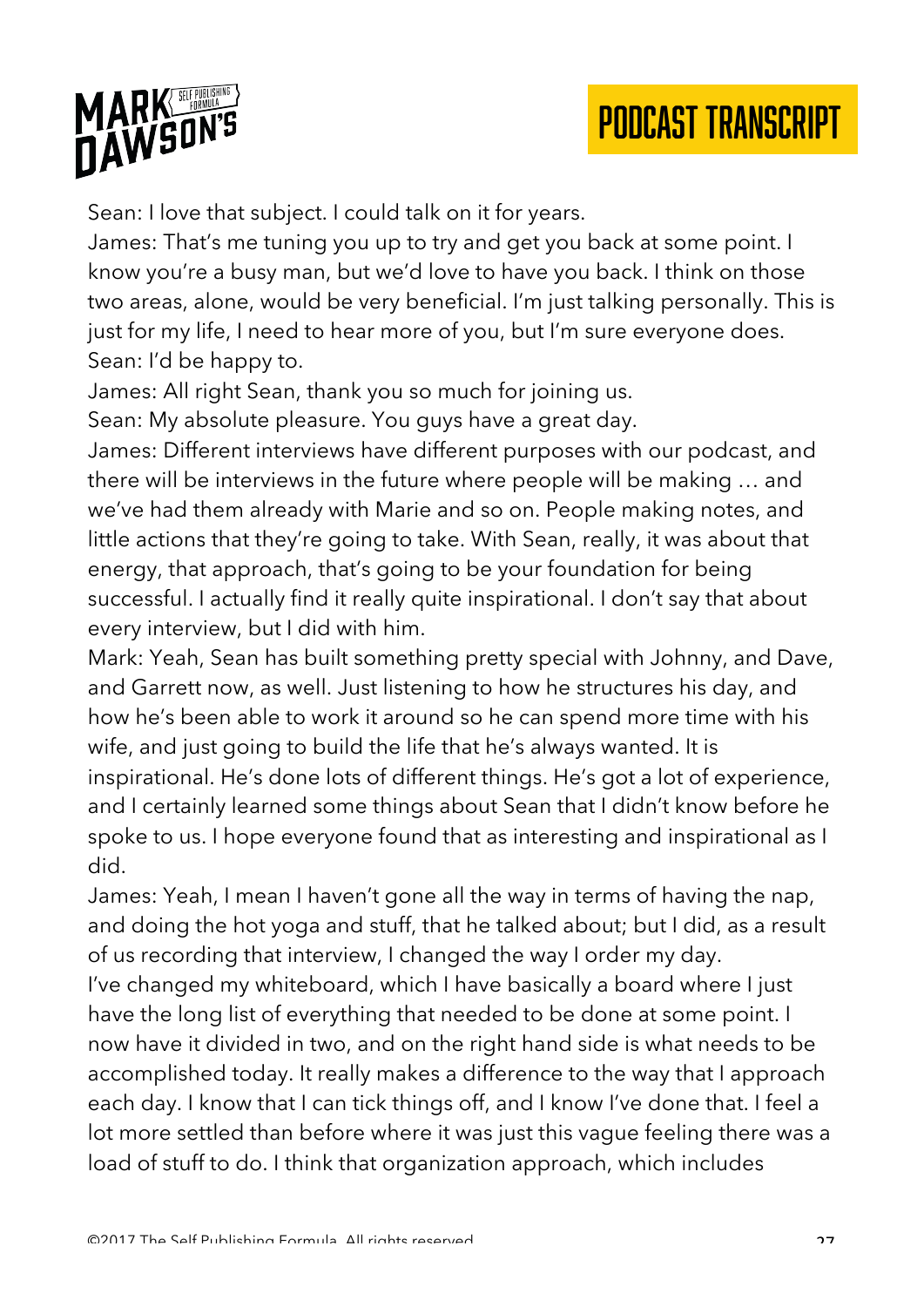Sean: I love that subject. I could talk on it for years.

James: That's me tuning you up to try and get you back at some point. I know you're a busy man, but we'd love to have you back. I think on those two areas, alone, would be very beneficial. I'm just talking personally. This is just for my life, I need to hear more of you, but I'm sure everyone does.

Sean: I'd be happy to.

James: All right Sean, thank you so much for joining us.

Sean: My absolute pleasure. You guys have a great day.

James: Different interviews have different purposes with our podcast, and there will be interviews in the future where people will be making … and we've had them already with Marie and so on. People making notes, and little actions that they're going to take. With Sean, really, it was about that energy, that approach, that's going to be your foundation for being successful. I actually find it really quite inspirational. I don't say that about every interview, but I did with him.

Mark: Yeah, Sean has built something pretty special with Johnny, and Dave, and Garrett now, as well. Just listening to how he structures his day, and how he's been able to work it around so he can spend more time with his wife, and just going to build the life that he's always wanted. It is inspirational. He's done lots of different things. He's got a lot of experience, and I certainly learned some things about Sean that I didn't know before he spoke to us. I hope everyone found that as interesting and inspirational as I did.

James: Yeah, I mean I haven't gone all the way in terms of having the nap, and doing the hot yoga and stuff, that he talked about; but I did, as a result of us recording that interview, I changed the way I order my day.

I've changed my whiteboard, which I have basically a board where I just have the long list of everything that needed to be done at some point. I now have it divided in two, and on the right hand side is what needs to be accomplished today. It really makes a difference to the way that I approach each day. I know that I can tick things off, and I know I've done that. I feel a lot more settled than before where it was just this vague feeling there was a load of stuff to do. I think that organization approach, which includes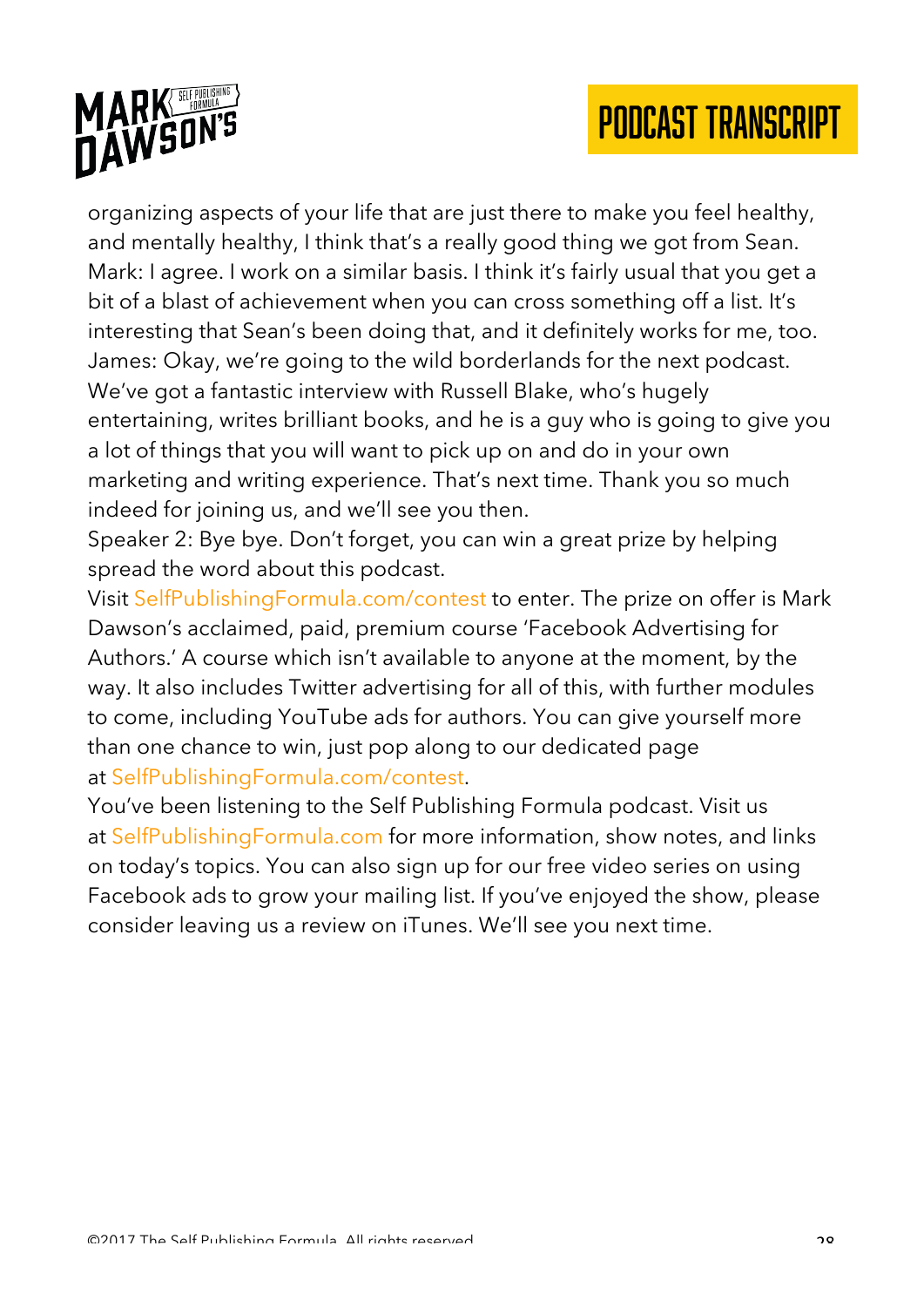organizing aspects of your life that are just there to make you feel healthy, and mentally healthy, I think that's a really good thing we got from Sean.

Mark: I agree. I work on a similar basis. I think it's fairly usual that you get a bit of a blast of achievement when you can cross something off a list. It's interesting that Sean's been doing that, and it definitely works for me, too.

James: Okay, we're going to the wild borderlands for the next podcast. We've got a fantastic interview with Russell Blake, who's hugely entertaining, writes brilliant books, and he is a guy who is going to give you a lot of things that you will want to pick up on and do in your own marketing and writing experience. That's next time. Thank you so much indeed for joining us, and we'll see you then.

Speaker 2: Bye bye. Don't forget, you can win a great prize by helping spread the word about this podcast.

Visit SelfPublishingFormula.com/contest to enter. The prize on offer is Mark Dawson's acclaimed, paid, premium course 'Facebook Advertising for Authors.' A course which isn't available to anyone at the moment, by the way. It also includes Twitter advertising for all of this, with further modules to come, including YouTube ads for authors. You can give yourself more than one chance to win, just pop along to our dedicated page at SelfPublishingFormula.com/contest.

You've been listening to the Self Publishing Formula podcast. Visit us at SelfPublishingFormula.com for more information, show notes, and links on today's topics. You can also sign up for our free video series on using Facebook ads to grow your mailing list. If you've enjoyed the show, please consider leaving us a review on iTunes. We'll see you next time.